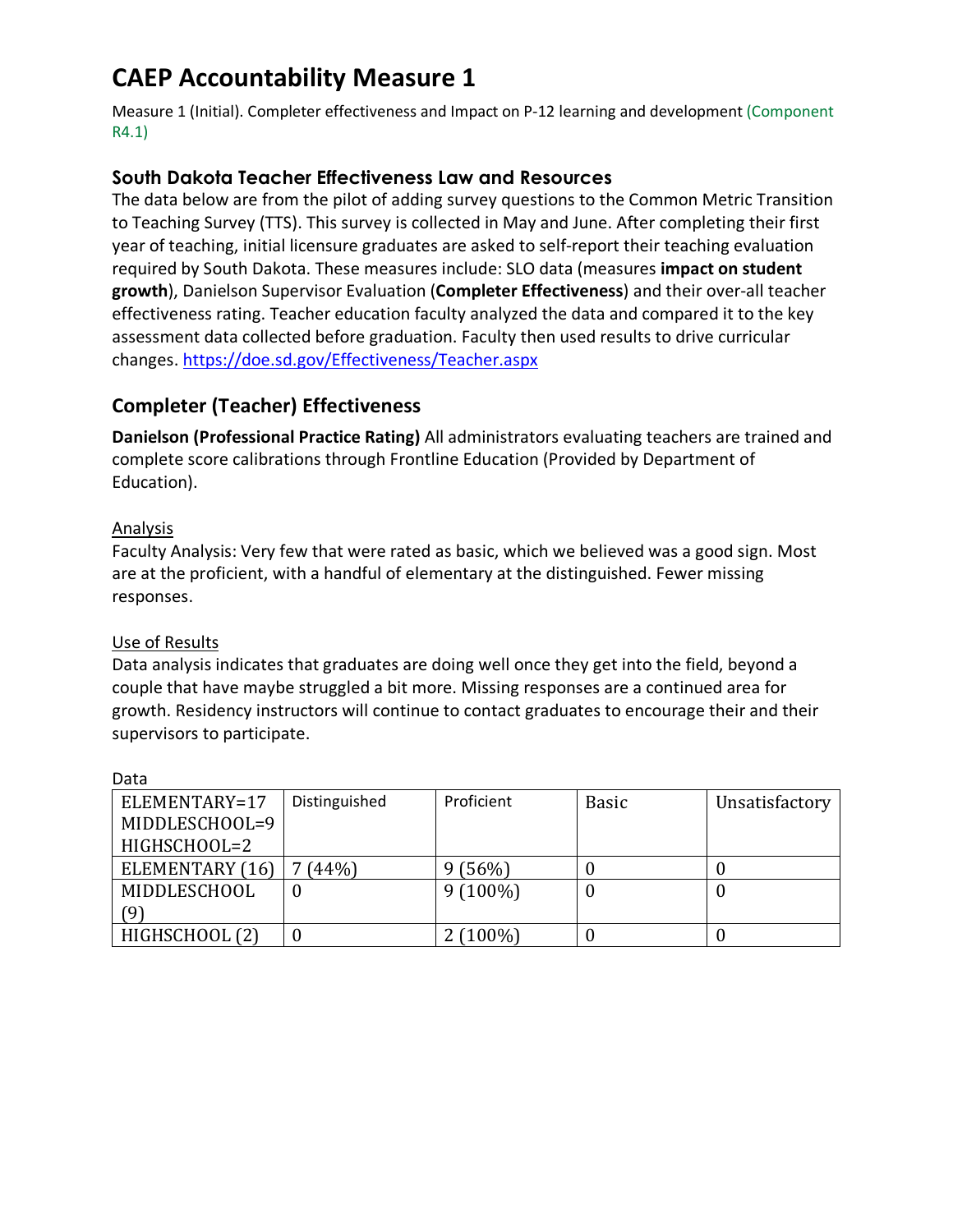# CAEP Accountability Measure 1

Measure 1 (Initial). Completer effectiveness and Impact on P-12 learning and development (Component R4.1)

### South Dakota Teacher Effectiveness Law and Resources

The data below are from the pilot of adding survey questions to the Common Metric Transition to Teaching Survey (TTS). This survey is collected in May and June. After completing their first year of teaching, initial licensure graduates are asked to self-report their teaching evaluation required by South Dakota. These measures include: SLO data (measures **impact on student growth**), Danielson Supervisor Evaluation (**Completer Effectiveness**) and their over-all teacher effectiveness rating. Teacher education faculty analyzed the data and compared it to the key assessment data collected before graduation. Faculty then used results to drive curricular changes. https://doe.sd.gov/Effectiveness/Teacher.aspx

## Completer (Teacher) Effectiveness

**Danielson (Professional Practice Rating)** All administrators evaluating teachers are trained and complete score calibrations through Frontline Education (Provided by Department of Education).

Analysis

Faculty Analysis: Very few that were rated as basic, which we believed was a good sign. Most are at the proficient, with a handful of elementary at the distinguished. Fewer missing responses.

Use of Results

Data analysis indicates that graduates are doing well once they get into the field, beyond a couple that have maybe struggled a bit more. Missing responses are a continued area for growth. Residency instructors will continue to contact graduates to encourage their and their supervisors to participate.

Data

| ELEMENTARY=17 MIDDLESCHOOL=9 HIGHSCHOOL=2 | Distinguished | Proficient | Basic | Unsatisfactory |
|---|---|---|---|---|
| ELEMENTARY (16) | 7 (44%) | 9 (56%) | 0 | 0 |
| MIDDLESCHOOL (9) | 0 | 9 (100%) | 0 | 0 |
| HIGHSCHOOL (2) | 0 | 2 (100%) | 0 | 0 |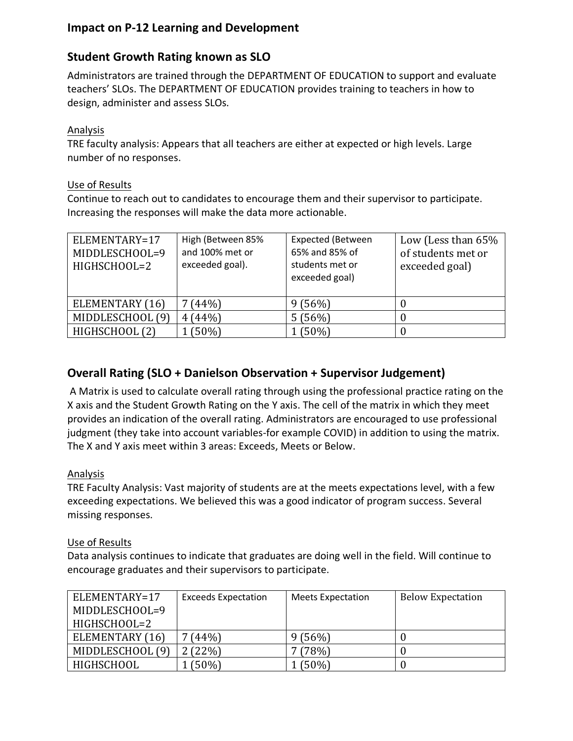## Impact on P-12 Learning and Development

## Student Growth Rating known as SLO

Administrators are trained through the DEPARTMENT OF EDUCATION to support and evaluate teachers' SLOs. The DEPARTMENT OF EDUCATION provides training to teachers in how to design, administer and assess SLOs.

Analysis

TRE faculty analysis: Appears that all teachers are either at expected or high levels. Large number of no responses.

Use of Results

Continue to reach out to candidates to encourage them and their supervisor to participate. Increasing the responses will make the data more actionable.

| ELEMENTARY=17 MIDDLESCHOOL=9 HIGHSCHOOL=2 | High (Between 85% and 100% met or exceeded goal). | Expected (Between 65% and 85% of students met or exceeded goal) | Low (Less than 65% of students met or exceeded goal) |
|---|---|---|---|
| ELEMENTARY (16) | 7 (44%) | 9 (56%) | 0 |
| MIDDLESCHOOL (9) | 4 (44%) | 5 (56%) | 0 |
| HIGHSCHOOL (2) | 1 (50%) | 1 (50%) | 0 |

## Overall Rating (SLO + Danielson Observation + Supervisor Judgement)

A Matrix is used to calculate overall rating through using the professional practice rating on the X axis and the Student Growth Rating on the Y axis. The cell of the matrix in which they meet provides an indication of the overall rating. Administrators are encouraged to use professional judgment (they take into account variables-for example COVID) in addition to using the matrix. The X and Y axis meet within 3 areas: Exceeds, Meets or Below.

Analysis

TRE Faculty Analysis: Vast majority of students are at the meets expectations level, with a few exceeding expectations. We believed this was a good indicator of program success. Several missing responses.

Use of Results

Data analysis continues to indicate that graduates are doing well in the field. Will continue to encourage graduates and their supervisors to participate.

| ELEMENTARY=17 MIDDLESCHOOL=9 HIGHSCHOOL=2 | Exceeds Expectation | Meets Expectation | Below Expectation |
|---|---|---|---|
| ELEMENTARY (16) | 7 (44%) | 9 (56%) | 0 |
| MIDDLESCHOOL (9) | 2 (22%) | 7 (78%) | 0 |
| HIGHSCHOOL | 1 (50%) | 1 (50%) | 0 |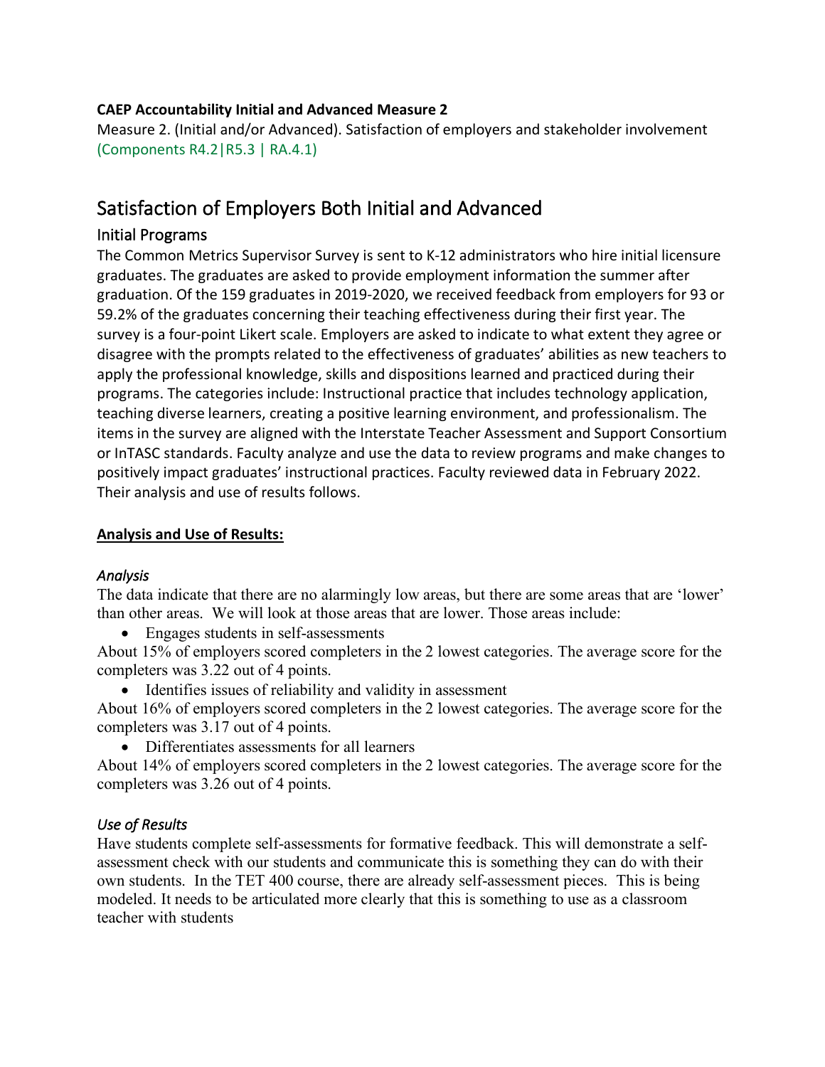**CAEP Accountability Initial and Advanced Measure 2**

Measure 2. (Initial and/or Advanced). Satisfaction of employers and stakeholder involvement (Components R4.2|R5.3 | RA.4.1)

# Satisfaction of Employers Both Initial and Advanced

## Initial Programs

The Common Metrics Supervisor Survey is sent to K-12 administrators who hire initial licensure graduates. The graduates are asked to provide employment information the summer after graduation. Of the 159 graduates in 2019-2020, we received feedback from employers for 93 or 59.2% of the graduates concerning their teaching effectiveness during their first year. The survey is a four-point Likert scale. Employers are asked to indicate to what extent they agree or disagree with the prompts related to the effectiveness of graduates' abilities as new teachers to apply the professional knowledge, skills and dispositions learned and practiced during their programs. The categories include: Instructional practice that includes technology application, teaching diverse learners, creating a positive learning environment, and professionalism. The items in the survey are aligned with the Interstate Teacher Assessment and Support Consortium or InTASC standards. Faculty analyze and use the data to review programs and make changes to positively impact graduates' instructional practices. Faculty reviewed data in February 2022. Their analysis and use of results follows.

**Analysis and Use of Results:**

*Analysis*

The data indicate that there are no alarmingly low areas, but there are some areas that are 'lower' than other areas. We will look at those areas that are lower. Those areas include:

- Engages students in self-assessments

About 15% of employers scored completers in the 2 lowest categories. The average score for the completers was 3.22 out of 4 points.

- Identifies issues of reliability and validity in assessment

About 16% of employers scored completers in the 2 lowest categories. The average score for the completers was 3.17 out of 4 points.

- Differentiates assessments for all learners

About 14% of employers scored completers in the 2 lowest categories. The average score for the completers was 3.26 out of 4 points.

*Use of Results*

Have students complete self-assessments for formative feedback. This will demonstrate a self-assessment check with our students and communicate this is something they can do with their own students. In the TET 400 course, there are already self-assessment pieces. This is being modeled. It needs to be articulated more clearly that this is something to use as a classroom teacher with students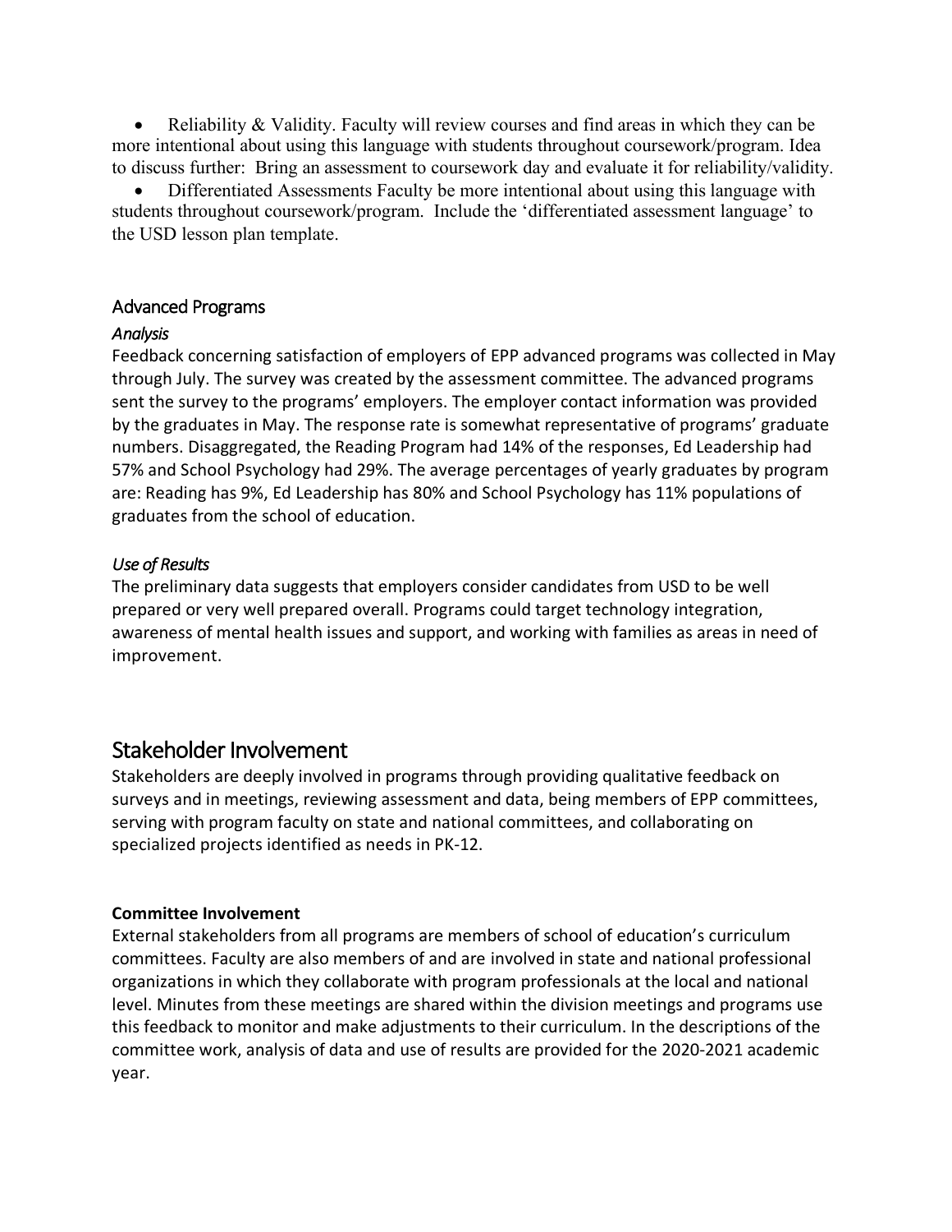- Reliability & Validity. Faculty will review courses and find areas in which they can be more intentional about using this language with students throughout coursework/program. Idea to discuss further: Bring an assessment to coursework day and evaluate it for reliability/validity.
- Differentiated Assessments Faculty be more intentional about using this language with students throughout coursework/program. Include the 'differentiated assessment language' to the USD lesson plan template.

### Advanced Programs

#### *Analysis*

Feedback concerning satisfaction of employers of EPP advanced programs was collected in May through July. The survey was created by the assessment committee. The advanced programs sent the survey to the programs' employers. The employer contact information was provided by the graduates in May. The response rate is somewhat representative of programs' graduate numbers. Disaggregated, the Reading Program had 14% of the responses, Ed Leadership had 57% and School Psychology had 29%. The average percentages of yearly graduates by program are: Reading has 9%, Ed Leadership has 80% and School Psychology has 11% populations of graduates from the school of education.

#### *Use of Results*

The preliminary data suggests that employers consider candidates from USD to be well prepared or very well prepared overall. Programs could target technology integration, awareness of mental health issues and support, and working with families as areas in need of improvement.

## Stakeholder Involvement

Stakeholders are deeply involved in programs through providing qualitative feedback on surveys and in meetings, reviewing assessment and data, being members of EPP committees, serving with program faculty on state and national committees, and collaborating on specialized projects identified as needs in PK-12.

**Committee Involvement**

External stakeholders from all programs are members of school of education's curriculum committees. Faculty are also members of and are involved in state and national professional organizations in which they collaborate with program professionals at the local and national level. Minutes from these meetings are shared within the division meetings and programs use this feedback to monitor and make adjustments to their curriculum. In the descriptions of the committee work, analysis of data and use of results are provided for the 2020-2021 academic year.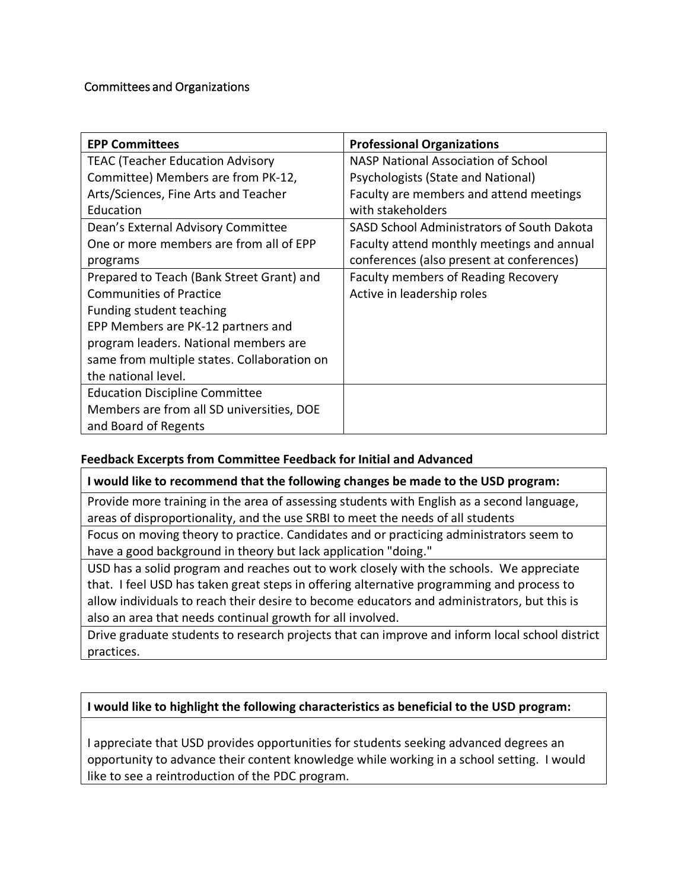Committees and Organizations

| EPP Committees | Professional Organizations |
| --- | --- |
| TEAC (Teacher Education Advisory Committee) Members are from PK-12, Arts/Sciences, Fine Arts and Teacher Education | NASP National Association of School Psychologists (State and National) Faculty are members and attend meetings with stakeholders |
| Dean's External Advisory Committee One or more members are from all of EPP programs | SASD School Administrators of South Dakota Faculty attend monthly meetings and annual conferences (also present at conferences) |
| Prepared to Teach (Bank Street Grant) and Communities of Practice Funding student teaching EPP Members are PK-12 partners and program leaders. National members are same from multiple states. Collaboration on the national level. | Faculty members of Reading Recovery Active in leadership roles |
| Education Discipline Committee Members are from all SD universities, DOE and Board of Regents | |

**Feedback Excerpts from Committee Feedback for Initial and Advanced**

| I would like to recommend that the following changes be made to the USD program: |
| --- |
| Provide more training in the area of assessing students with English as a second language, areas of disproportionality, and the use SRBI to meet the needs of all students |
| Focus on moving theory to practice. Candidates and or practicing administrators seem to have a good background in theory but lack application "doing." |
| USD has a solid program and reaches out to work closely with the schools. We appreciate that. I feel USD has taken great steps in offering alternative programming and process to allow individuals to reach their desire to become educators and administrators, but this is also an area that needs continual growth for all involved. |
| Drive graduate students to research projects that can improve and inform local school district practices. |

| I would like to highlight the following characteristics as beneficial to the USD program: |
| --- |
| I appreciate that USD provides opportunities for students seeking advanced degrees an opportunity to advance their content knowledge while working in a school setting. I would like to see a reintroduction of the PDC program. |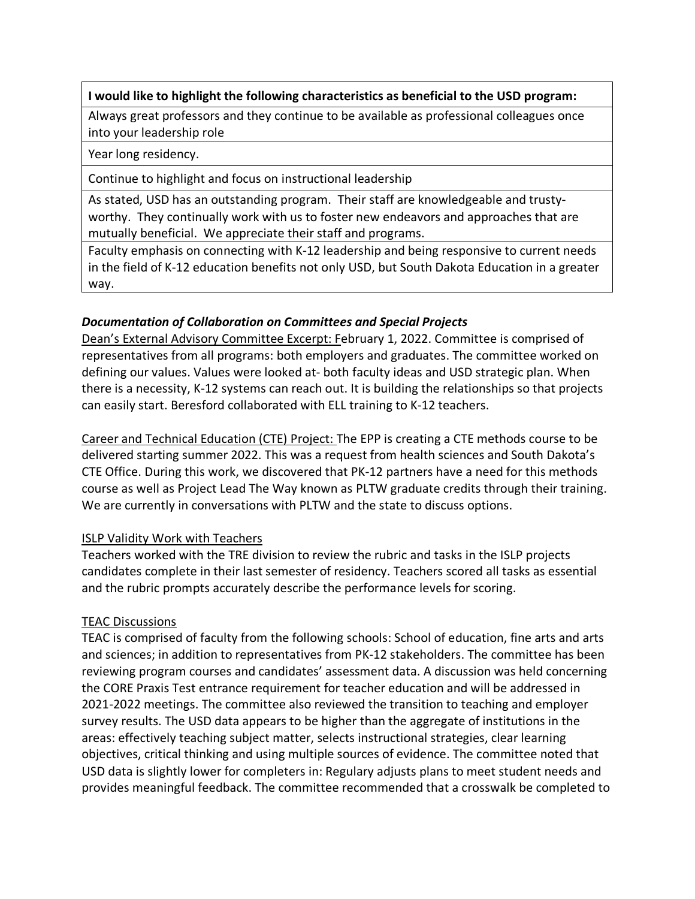| I would like to highlight the following characteristics as beneficial to the USD program: |
|---|
| Always great professors and they continue to be available as professional colleagues once into your leadership role |
| Year long residency. |
| Continue to highlight and focus on instructional leadership |
| As stated, USD has an outstanding program. Their staff are knowledgeable and trusty-worthy. They continually work with us to foster new endeavors and approaches that are mutually beneficial. We appreciate their staff and programs. |
| Faculty emphasis on connecting with K-12 leadership and being responsive to current needs in the field of K-12 education benefits not only USD, but South Dakota Education in a greater way. |

### *Documentation of Collaboration on Committees and Special Projects*

Dean's External Advisory Committee Excerpt: February 1, 2022. Committee is comprised of representatives from all programs: both employers and graduates. The committee worked on defining our values. Values were looked at- both faculty ideas and USD strategic plan. When there is a necessity, K-12 systems can reach out. It is building the relationships so that projects can easily start. Beresford collaborated with ELL training to K-12 teachers.

Career and Technical Education (CTE) Project: The EPP is creating a CTE methods course to be delivered starting summer 2022. This was a request from health sciences and South Dakota's CTE Office. During this work, we discovered that PK-12 partners have a need for this methods course as well as Project Lead The Way known as PLTW graduate credits through their training. We are currently in conversations with PLTW and the state to discuss options.

ISLP Validity Work with Teachers

Teachers worked with the TRE division to review the rubric and tasks in the ISLP projects candidates complete in their last semester of residency. Teachers scored all tasks as essential and the rubric prompts accurately describe the performance levels for scoring.

TEAC Discussions

TEAC is comprised of faculty from the following schools: School of education, fine arts and arts and sciences; in addition to representatives from PK-12 stakeholders. The committee has been reviewing program courses and candidates' assessment data. A discussion was held concerning the CORE Praxis Test entrance requirement for teacher education and will be addressed in 2021-2022 meetings. The committee also reviewed the transition to teaching and employer survey results. The USD data appears to be higher than the aggregate of institutions in the areas: effectively teaching subject matter, selects instructional strategies, clear learning objectives, critical thinking and using multiple sources of evidence. The committee noted that USD data is slightly lower for completers in: Regulary adjusts plans to meet student needs and provides meaningful feedback. The committee recommended that a crosswalk be completed to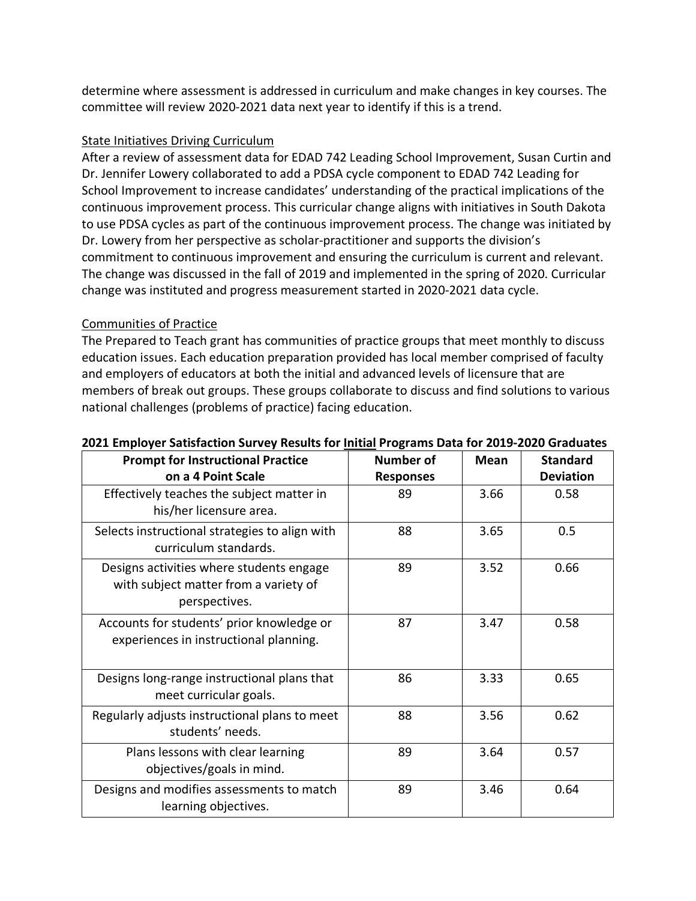determine where assessment is addressed in curriculum and make changes in key courses. The committee will review 2020-2021 data next year to identify if this is a trend.

State Initiatives Driving Curriculum

After a review of assessment data for EDAD 742 Leading School Improvement, Susan Curtin and Dr. Jennifer Lowery collaborated to add a PDSA cycle component to EDAD 742 Leading for School Improvement to increase candidates' understanding of the practical implications of the continuous improvement process. This curricular change aligns with initiatives in South Dakota to use PDSA cycles as part of the continuous improvement process. The change was initiated by Dr. Lowery from her perspective as scholar-practitioner and supports the division's commitment to continuous improvement and ensuring the curriculum is current and relevant. The change was discussed in the fall of 2019 and implemented in the spring of 2020. Curricular change was instituted and progress measurement started in 2020-2021 data cycle.

Communities of Practice

The Prepared to Teach grant has communities of practice groups that meet monthly to discuss education issues. Each education preparation provided has local member comprised of faculty and employers of educators at both the initial and advanced levels of licensure that are members of break out groups. These groups collaborate to discuss and find solutions to various national challenges (problems of practice) facing education.

**2021 Employer Satisfaction Survey Results for Initial Programs Data for 2019-2020 Graduates**

| Prompt for Instructional Practice on a 4 Point Scale | Number of Responses | Mean | Standard Deviation |
|---|---|---|---|
| Effectively teaches the subject matter in his/her licensure area. | 89 | 3.66 | 0.58 |
| Selects instructional strategies to align with curriculum standards. | 88 | 3.65 | 0.5 |
| Designs activities where students engage with subject matter from a variety of perspectives. | 89 | 3.52 | 0.66 |
| Accounts for students' prior knowledge or experiences in instructional planning. | 87 | 3.47 | 0.58 |
| Designs long-range instructional plans that meet curricular goals. | 86 | 3.33 | 0.65 |
| Regularly adjusts instructional plans to meet students' needs. | 88 | 3.56 | 0.62 |
| Plans lessons with clear learning objectives/goals in mind. | 89 | 3.64 | 0.57 |
| Designs and modifies assessments to match learning objectives. | 89 | 3.46 | 0.64 |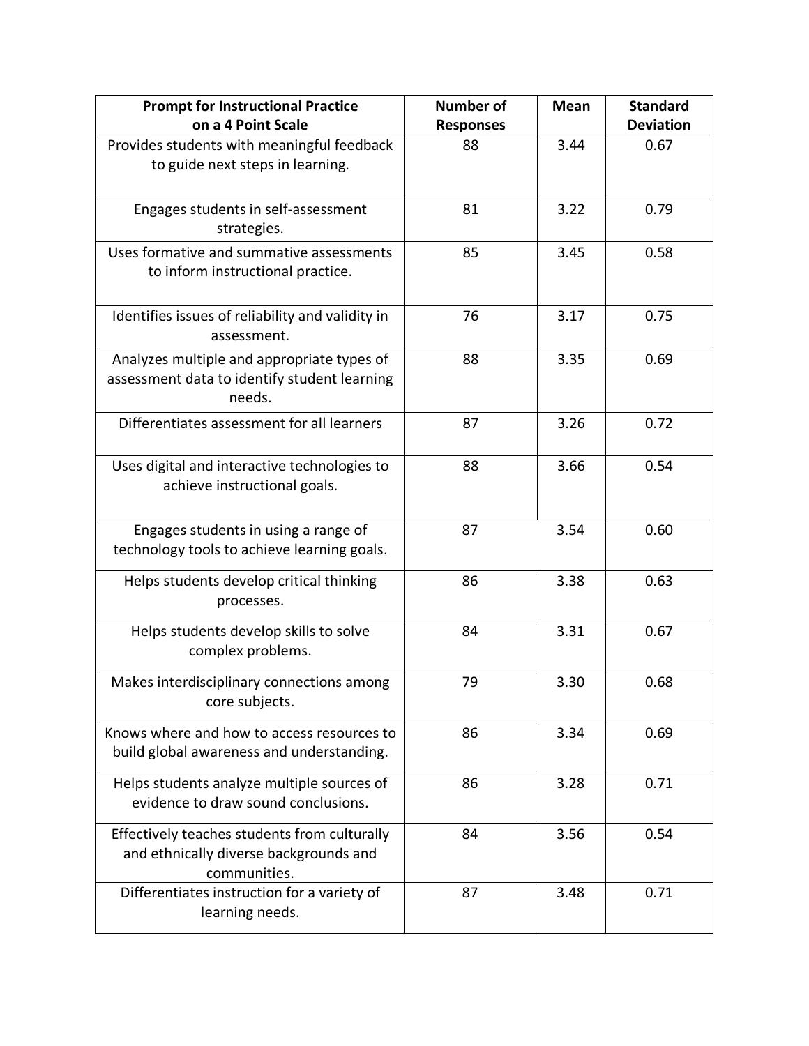| Prompt for Instructional Practice on a 4 Point Scale | Number of Responses | Mean | Standard Deviation |
|---|---|---|---|
| Provides students with meaningful feedback to guide next steps in learning. | 88 | 3.44 | 0.67 |
| Engages students in self-assessment strategies. | 81 | 3.22 | 0.79 |
| Uses formative and summative assessments to inform instructional practice. | 85 | 3.45 | 0.58 |
| Identifies issues of reliability and validity in assessment. | 76 | 3.17 | 0.75 |
| Analyzes multiple and appropriate types of assessment data to identify student learning needs. | 88 | 3.35 | 0.69 |
| Differentiates assessment for all learners | 87 | 3.26 | 0.72 |
| Uses digital and interactive technologies to achieve instructional goals. | 88 | 3.66 | 0.54 |
| Engages students in using a range of technology tools to achieve learning goals. | 87 | 3.54 | 0.60 |
| Helps students develop critical thinking processes. | 86 | 3.38 | 0.63 |
| Helps students develop skills to solve complex problems. | 84 | 3.31 | 0.67 |
| Makes interdisciplinary connections among core subjects. | 79 | 3.30 | 0.68 |
| Knows where and how to access resources to build global awareness and understanding. | 86 | 3.34 | 0.69 |
| Helps students analyze multiple sources of evidence to draw sound conclusions. | 86 | 3.28 | 0.71 |
| Effectively teaches students from culturally and ethnically diverse backgrounds and communities. | 84 | 3.56 | 0.54 |
| Differentiates instruction for a variety of learning needs. | 87 | 3.48 | 0.71 |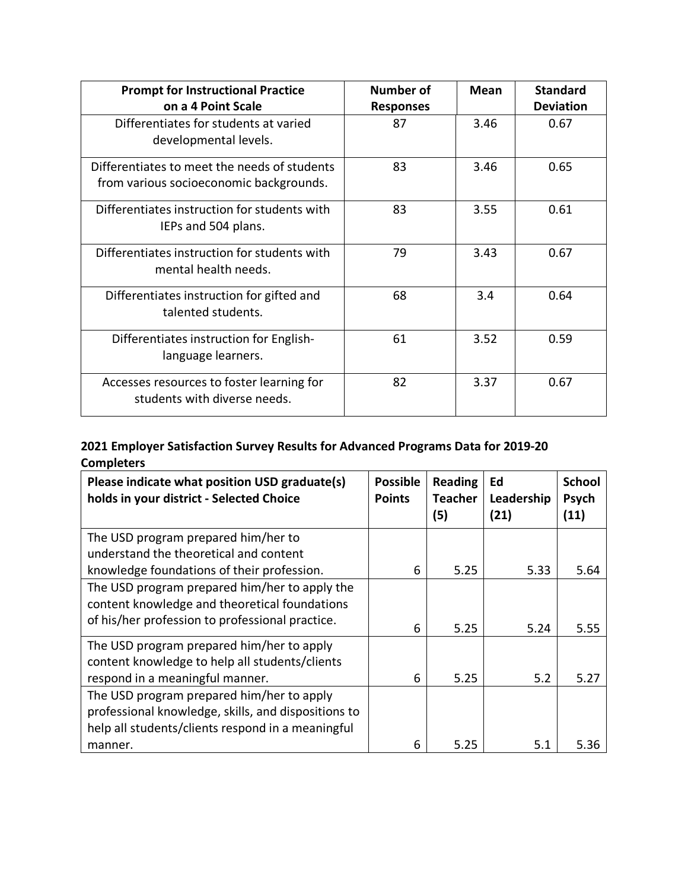| Prompt for Instructional Practice on a 4 Point Scale | Number of Responses | Mean | Standard Deviation |
|---|---|---|---|
| Differentiates for students at varied developmental levels. | 87 | 3.46 | 0.67 |
| Differentiates to meet the needs of students from various socioeconomic backgrounds. | 83 | 3.46 | 0.65 |
| Differentiates instruction for students with IEPs and 504 plans. | 83 | 3.55 | 0.61 |
| Differentiates instruction for students with mental health needs. | 79 | 3.43 | 0.67 |
| Differentiates instruction for gifted and talented students. | 68 | 3.4 | 0.64 |
| Differentiates instruction for English-language learners. | 61 | 3.52 | 0.59 |
| Accesses resources to foster learning for students with diverse needs. | 82 | 3.37 | 0.67 |

**2021 Employer Satisfaction Survey Results for Advanced Programs Data for 2019-20 Completers**

| Please indicate what position USD graduate(s) holds in your district - Selected Choice | Possible Points | Reading Teacher (5) | Ed Leadership (21) | School Psych (11) |
|---|---|---|---|---|
| The USD program prepared him/her to understand the theoretical and content knowledge foundations of their profession. | 6 | 5.25 | 5.33 | 5.64 |
| The USD program prepared him/her to apply the content knowledge and theoretical foundations of his/her profession to professional practice. | 6 | 5.25 | 5.24 | 5.55 |
| The USD program prepared him/her to apply content knowledge to help all students/clients respond in a meaningful manner. | 6 | 5.25 | 5.2 | 5.27 |
| The USD program prepared him/her to apply professional knowledge, skills, and dispositions to help all students/clients respond in a meaningful manner. | 6 | 5.25 | 5.1 | 5.36 |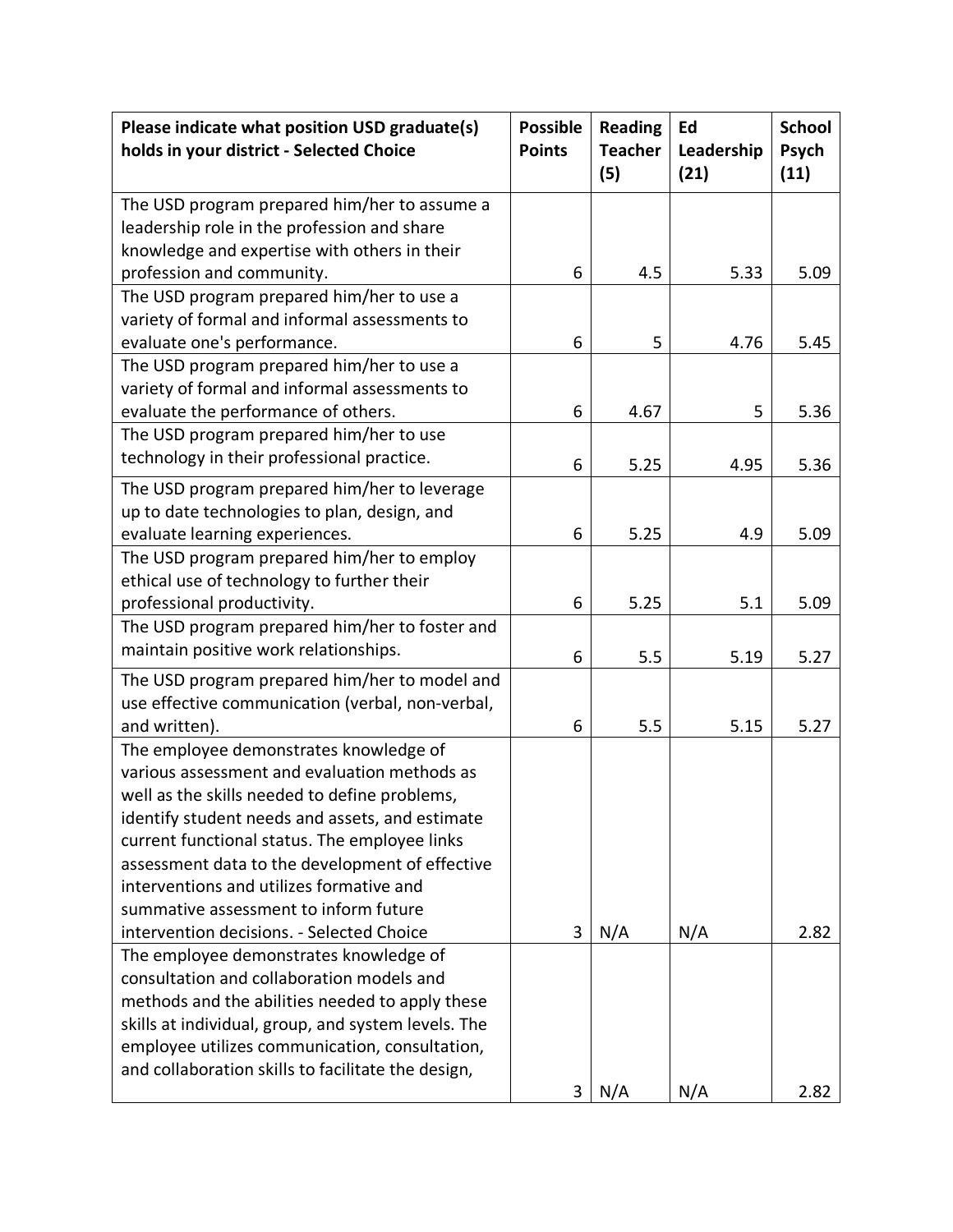| Please indicate what position USD graduate(s) holds in your district - Selected Choice | Possible Points | Reading Teacher (5) | Ed Leadership (21) | School Psych (11) |
|---|---|---|---|---|
| The USD program prepared him/her to assume a leadership role in the profession and share knowledge and expertise with others in their profession and community. | 6 | 4.5 | 5.33 | 5.09 |
| The USD program prepared him/her to use a variety of formal and informal assessments to evaluate one's performance. | 6 | 5 | 4.76 | 5.45 |
| The USD program prepared him/her to use a variety of formal and informal assessments to evaluate the performance of others. | 6 | 4.67 | 5 | 5.36 |
| The USD program prepared him/her to use technology in their professional practice. | 6 | 5.25 | 4.95 | 5.36 |
| The USD program prepared him/her to leverage up to date technologies to plan, design, and evaluate learning experiences. | 6 | 5.25 | 4.9 | 5.09 |
| The USD program prepared him/her to employ ethical use of technology to further their professional productivity. | 6 | 5.25 | 5.1 | 5.09 |
| The USD program prepared him/her to foster and maintain positive work relationships. | 6 | 5.5 | 5.19 | 5.27 |
| The USD program prepared him/her to model and use effective communication (verbal, non-verbal, and written). | 6 | 5.5 | 5.15 | 5.27 |
| The employee demonstrates knowledge of various assessment and evaluation methods as well as the skills needed to define problems, identify student needs and assets, and estimate current functional status. The employee links assessment data to the development of effective interventions and utilizes formative and summative assessment to inform future intervention decisions. - Selected Choice | 3 | N/A | N/A | 2.82 |
| The employee demonstrates knowledge of consultation and collaboration models and methods and the abilities needed to apply these skills at individual, group, and system levels. The employee utilizes communication, consultation, and collaboration skills to facilitate the design, | 3 | N/A | N/A | 2.82 |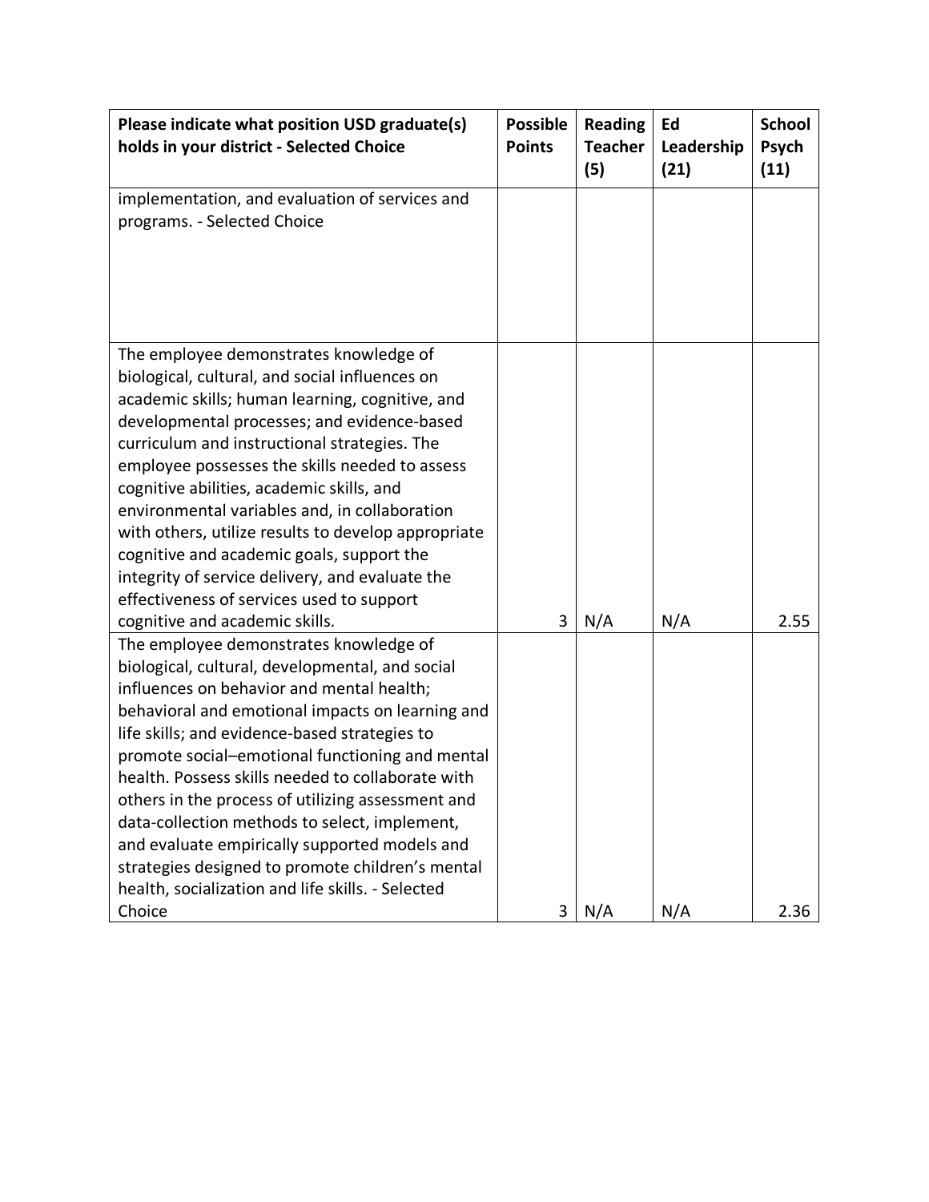| Please indicate what position USD graduate(s) holds in your district - Selected Choice | Possible Points | Reading Teacher (5) | Ed Leadership (21) | School Psych (11) |
|---|---|---|---|---|
| implementation, and evaluation of services and programs. - Selected Choice | | | | |
| The employee demonstrates knowledge of biological, cultural, and social influences on academic skills; human learning, cognitive, and developmental processes; and evidence-based curriculum and instructional strategies. The employee possesses the skills needed to assess cognitive abilities, academic skills, and environmental variables and, in collaboration with others, utilize results to develop appropriate cognitive and academic goals, support the integrity of service delivery, and evaluate the effectiveness of services used to support cognitive and academic skills. | 3 | N/A | N/A | 2.55 |
| The employee demonstrates knowledge of biological, cultural, developmental, and social influences on behavior and mental health; behavioral and emotional impacts on learning and life skills; and evidence-based strategies to promote social–emotional functioning and mental health. Possess skills needed to collaborate with others in the process of utilizing assessment and data-collection methods to select, implement, and evaluate empirically supported models and strategies designed to promote children's mental health, socialization and life skills. - Selected Choice | 3 | N/A | N/A | 2.36 |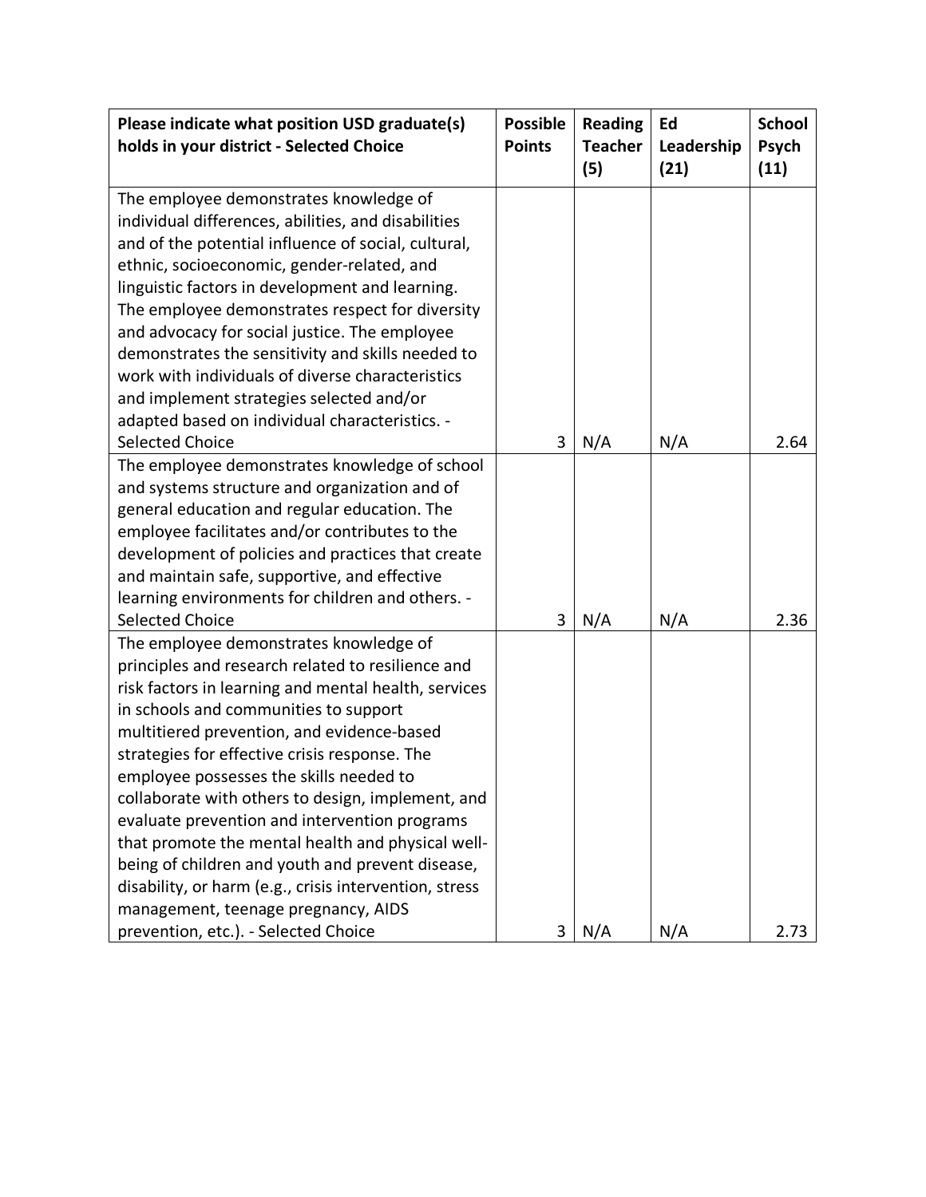| Please indicate what position USD graduate(s) holds in your district - Selected Choice | Possible Points | Reading Teacher (5) | Ed Leadership (21) | School Psych (11) |
|---|---|---|---|---|
| The employee demonstrates knowledge of individual differences, abilities, and disabilities and of the potential influence of social, cultural, ethnic, socioeconomic, gender-related, and linguistic factors in development and learning. The employee demonstrates respect for diversity and advocacy for social justice. The employee demonstrates the sensitivity and skills needed to work with individuals of diverse characteristics and implement strategies selected and/or adapted based on individual characteristics. - Selected Choice | 3 | N/A | N/A | 2.64 |
| The employee demonstrates knowledge of school and systems structure and organization and of general education and regular education. The employee facilitates and/or contributes to the development of policies and practices that create and maintain safe, supportive, and effective learning environments for children and others. - Selected Choice | 3 | N/A | N/A | 2.36 |
| The employee demonstrates knowledge of principles and research related to resilience and risk factors in learning and mental health, services in schools and communities to support multitiered prevention, and evidence-based strategies for effective crisis response. The employee possesses the skills needed to collaborate with others to design, implement, and evaluate prevention and intervention programs that promote the mental health and physical well-being of children and youth and prevent disease, disability, or harm (e.g., crisis intervention, stress management, teenage pregnancy, AIDS prevention, etc.). - Selected Choice | 3 | N/A | N/A | 2.73 |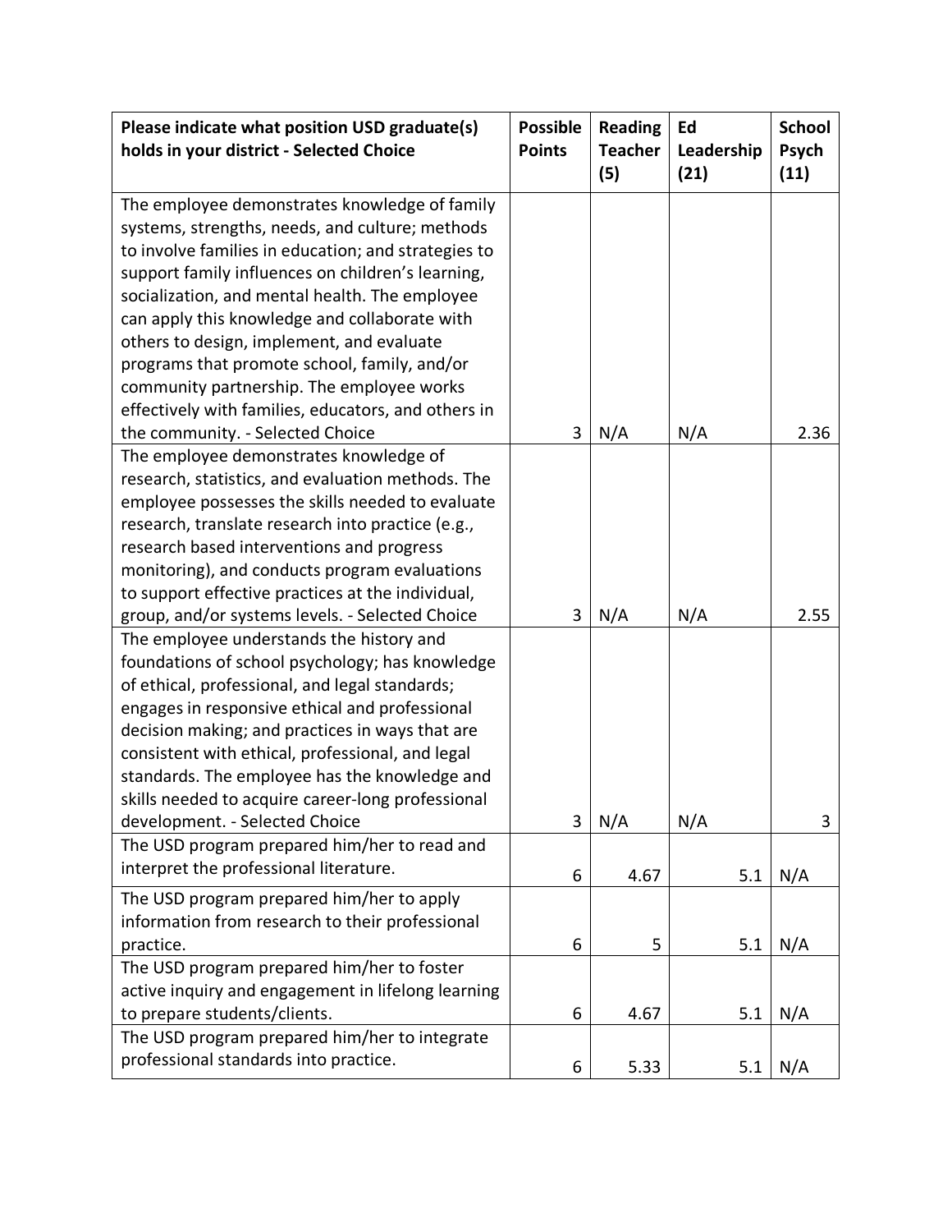| Please indicate what position USD graduate(s) holds in your district - Selected Choice | Possible Points | Reading Teacher (5) | Ed Leadership (21) | School Psych (11) |
|---|---|---|---|---|
| The employee demonstrates knowledge of family systems, strengths, needs, and culture; methods to involve families in education; and strategies to support family influences on children's learning, socialization, and mental health. The employee can apply this knowledge and collaborate with others to design, implement, and evaluate programs that promote school, family, and/or community partnership. The employee works effectively with families, educators, and others in the community. - Selected Choice | 3 | N/A | N/A | 2.36 |
| The employee demonstrates knowledge of research, statistics, and evaluation methods. The employee possesses the skills needed to evaluate research, translate research into practice (e.g., research based interventions and progress monitoring), and conducts program evaluations to support effective practices at the individual, group, and/or systems levels. - Selected Choice | 3 | N/A | N/A | 2.55 |
| The employee understands the history and foundations of school psychology; has knowledge of ethical, professional, and legal standards; engages in responsive ethical and professional decision making; and practices in ways that are consistent with ethical, professional, and legal standards. The employee has the knowledge and skills needed to acquire career-long professional development. - Selected Choice | 3 | N/A | N/A | 3 |
| The USD program prepared him/her to read and interpret the professional literature. | 6 | 4.67 | 5.1 | N/A |
| The USD program prepared him/her to apply information from research to their professional practice. | 6 | 5 | 5.1 | N/A |
| The USD program prepared him/her to foster active inquiry and engagement in lifelong learning to prepare students/clients. | 6 | 4.67 | 5.1 | N/A |
| The USD program prepared him/her to integrate professional standards into practice. | 6 | 5.33 | 5.1 | N/A |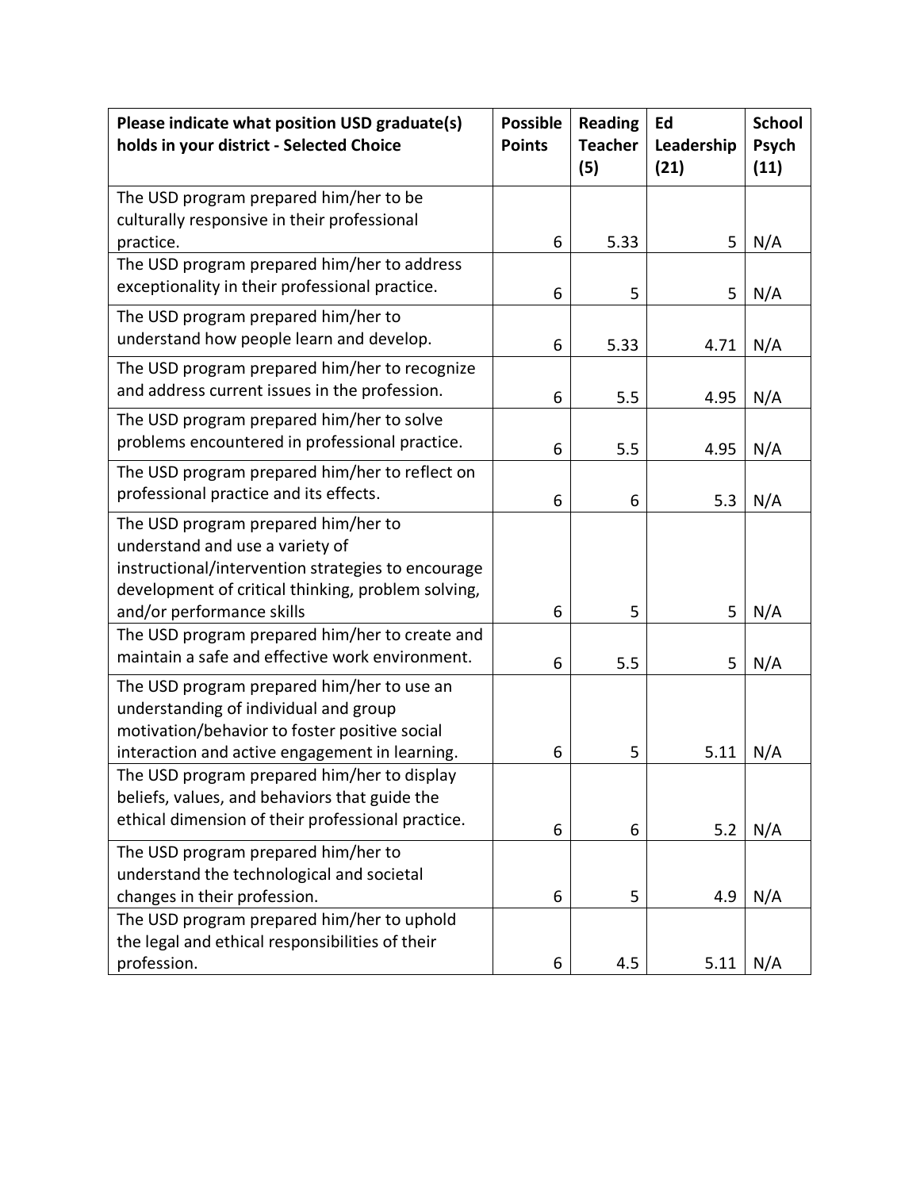| Please indicate what position USD graduate(s) holds in your district - Selected Choice | Possible Points | Reading Teacher (5) | Ed Leadership (21) | School Psych (11) |
|---|---|---|---|---|
| The USD program prepared him/her to be culturally responsive in their professional practice. | 6 | 5.33 | 5 | N/A |
| The USD program prepared him/her to address exceptionality in their professional practice. | 6 | 5 | 5 | N/A |
| The USD program prepared him/her to understand how people learn and develop. | 6 | 5.33 | 4.71 | N/A |
| The USD program prepared him/her to recognize and address current issues in the profession. | 6 | 5.5 | 4.95 | N/A |
| The USD program prepared him/her to solve problems encountered in professional practice. | 6 | 5.5 | 4.95 | N/A |
| The USD program prepared him/her to reflect on professional practice and its effects. | 6 | 6 | 5.3 | N/A |
| The USD program prepared him/her to understand and use a variety of instructional/intervention strategies to encourage development of critical thinking, problem solving, and/or performance skills | 6 | 5 | 5 | N/A |
| The USD program prepared him/her to create and maintain a safe and effective work environment. | 6 | 5.5 | 5 | N/A |
| The USD program prepared him/her to use an understanding of individual and group motivation/behavior to foster positive social interaction and active engagement in learning. | 6 | 5 | 5.11 | N/A |
| The USD program prepared him/her to display beliefs, values, and behaviors that guide the ethical dimension of their professional practice. | 6 | 6 | 5.2 | N/A |
| The USD program prepared him/her to understand the technological and societal changes in their profession. | 6 | 5 | 4.9 | N/A |
| The USD program prepared him/her to uphold the legal and ethical responsibilities of their profession. | 6 | 4.5 | 5.11 | N/A |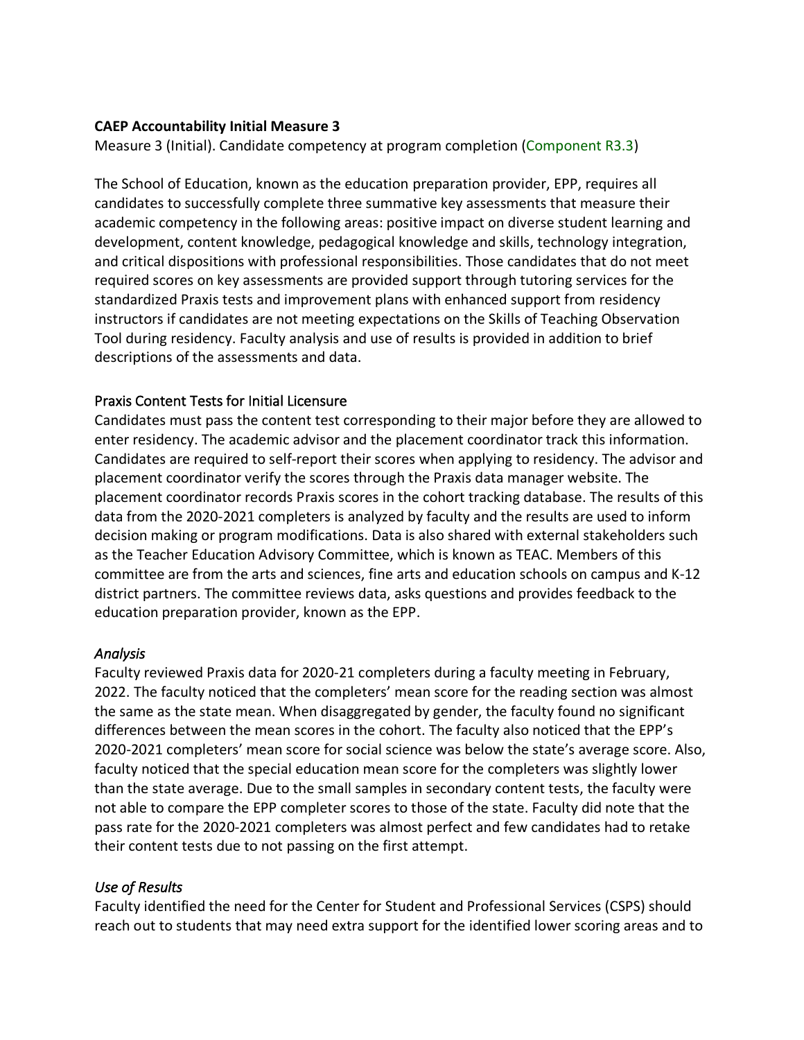**CAEP Accountability Initial Measure 3**

Measure 3 (Initial). Candidate competency at program completion (Component R3.3)

The School of Education, known as the education preparation provider, EPP, requires all candidates to successfully complete three summative key assessments that measure their academic competency in the following areas: positive impact on diverse student learning and development, content knowledge, pedagogical knowledge and skills, technology integration, and critical dispositions with professional responsibilities. Those candidates that do not meet required scores on key assessments are provided support through tutoring services for the standardized Praxis tests and improvement plans with enhanced support from residency instructors if candidates are not meeting expectations on the Skills of Teaching Observation Tool during residency. Faculty analysis and use of results is provided in addition to brief descriptions of the assessments and data.

## Praxis Content Tests for Initial Licensure

Candidates must pass the content test corresponding to their major before they are allowed to enter residency. The academic advisor and the placement coordinator track this information. Candidates are required to self-report their scores when applying to residency. The advisor and placement coordinator verify the scores through the Praxis data manager website. The placement coordinator records Praxis scores in the cohort tracking database. The results of this data from the 2020-2021 completers is analyzed by faculty and the results are used to inform decision making or program modifications. Data is also shared with external stakeholders such as the Teacher Education Advisory Committee, which is known as TEAC. Members of this committee are from the arts and sciences, fine arts and education schools on campus and K-12 district partners. The committee reviews data, asks questions and provides feedback to the education preparation provider, known as the EPP.

### *Analysis*

Faculty reviewed Praxis data for 2020-21 completers during a faculty meeting in February, 2022. The faculty noticed that the completers' mean score for the reading section was almost the same as the state mean. When disaggregated by gender, the faculty found no significant differences between the mean scores in the cohort. The faculty also noticed that the EPP's 2020-2021 completers' mean score for social science was below the state's average score. Also, faculty noticed that the special education mean score for the completers was slightly lower than the state average. Due to the small samples in secondary content tests, the faculty were not able to compare the EPP completer scores to those of the state. Faculty did note that the pass rate for the 2020-2021 completers was almost perfect and few candidates had to retake their content tests due to not passing on the first attempt.

### *Use of Results*

Faculty identified the need for the Center for Student and Professional Services (CSPS) should reach out to students that may need extra support for the identified lower scoring areas and to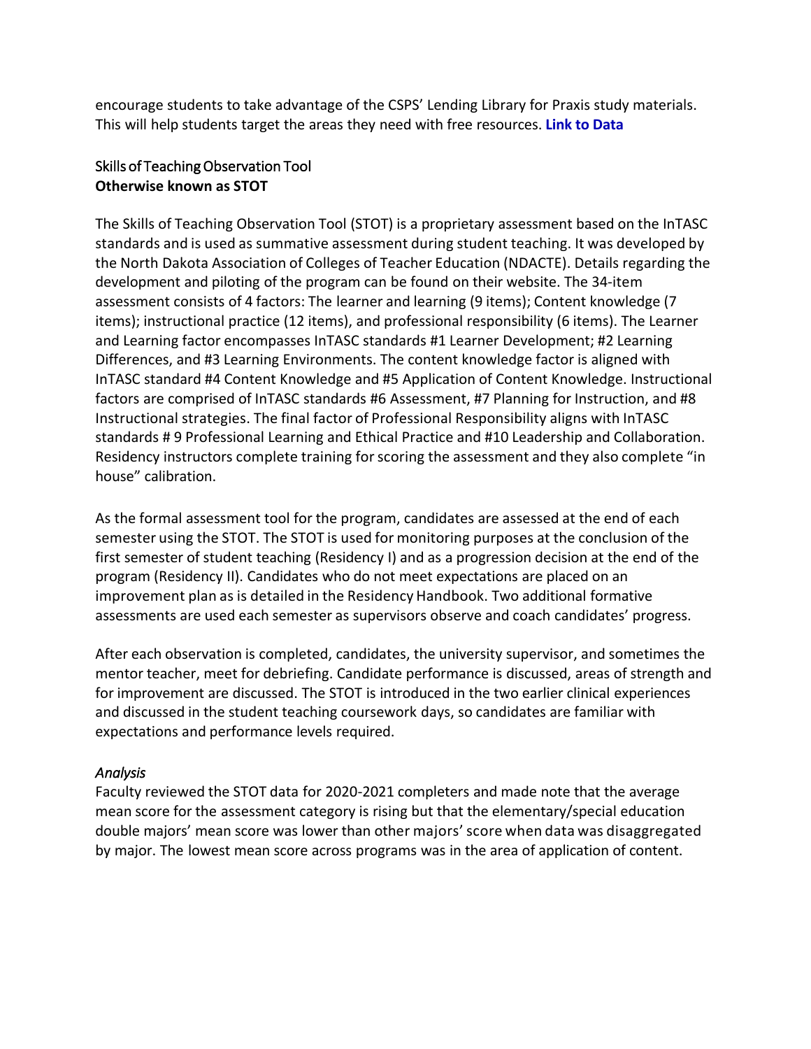encourage students to take advantage of the CSPS' Lending Library for Praxis study materials. This will help students target the areas they need with free resources. **Link to Data**

### Skills of Teaching Observation Tool
**Otherwise known as STOT**

The Skills of Teaching Observation Tool (STOT) is a proprietary assessment based on the InTASC standards and is used as summative assessment during student teaching. It was developed by the North Dakota Association of Colleges of Teacher Education (NDACTE). Details regarding the development and piloting of the program can be found on their website. The 34-item assessment consists of 4 factors: The learner and learning (9 items); Content knowledge (7 items); instructional practice (12 items), and professional responsibility (6 items). The Learner and Learning factor encompasses InTASC standards #1 Learner Development; #2 Learning Differences, and #3 Learning Environments. The content knowledge factor is aligned with InTASC standard #4 Content Knowledge and #5 Application of Content Knowledge. Instructional factors are comprised of InTASC standards #6 Assessment, #7 Planning for Instruction, and #8 Instructional strategies. The final factor of Professional Responsibility aligns with InTASC standards # 9 Professional Learning and Ethical Practice and #10 Leadership and Collaboration. Residency instructors complete training for scoring the assessment and they also complete "in house" calibration.

As the formal assessment tool for the program, candidates are assessed at the end of each semester using the STOT. The STOT is used for monitoring purposes at the conclusion of the first semester of student teaching (Residency I) and as a progression decision at the end of the program (Residency II). Candidates who do not meet expectations are placed on an improvement plan as is detailed in the Residency Handbook. Two additional formative assessments are used each semester as supervisors observe and coach candidates' progress.

After each observation is completed, candidates, the university supervisor, and sometimes the mentor teacher, meet for debriefing. Candidate performance is discussed, areas of strength and for improvement are discussed. The STOT is introduced in the two earlier clinical experiences and discussed in the student teaching coursework days, so candidates are familiar with expectations and performance levels required.

*Analysis*

Faculty reviewed the STOT data for 2020-2021 completers and made note that the average mean score for the assessment category is rising but that the elementary/special education double majors' mean score was lower than other majors' score when data was disaggregated by major. The lowest mean score across programs was in the area of application of content.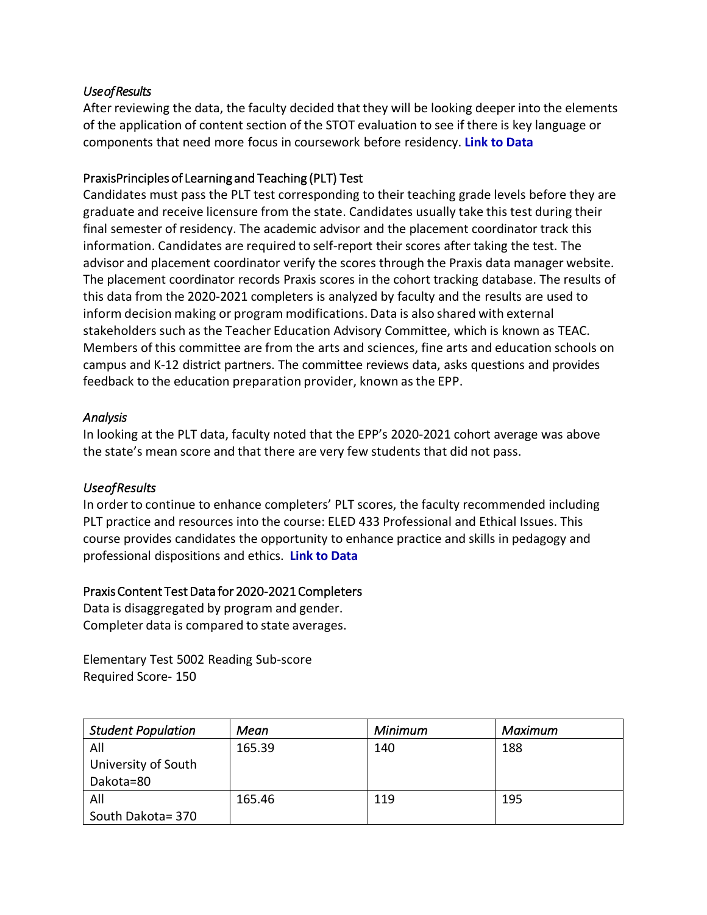*Use of Results*

After reviewing the data, the faculty decided that they will be looking deeper into the elements of the application of content section of the STOT evaluation to see if there is key language or components that need more focus in coursework before residency. **Link to Data**

Praxis Principles of Learning and Teaching (PLT) Test

Candidates must pass the PLT test corresponding to their teaching grade levels before they are graduate and receive licensure from the state. Candidates usually take this test during their final semester of residency. The academic advisor and the placement coordinator track this information. Candidates are required to self-report their scores after taking the test. The advisor and placement coordinator verify the scores through the Praxis data manager website. The placement coordinator records Praxis scores in the cohort tracking database. The results of this data from the 2020-2021 completers is analyzed by faculty and the results are used to inform decision making or program modifications. Data is also shared with external stakeholders such as the Teacher Education Advisory Committee, which is known as TEAC. Members of this committee are from the arts and sciences, fine arts and education schools on campus and K-12 district partners. The committee reviews data, asks questions and provides feedback to the education preparation provider, known as the EPP.

*Analysis*

In looking at the PLT data, faculty noted that the EPP's 2020-2021 cohort average was above the state's mean score and that there are very few students that did not pass.

*Use of Results*

In order to continue to enhance completers' PLT scores, the faculty recommended including PLT practice and resources into the course: ELED 433 Professional and Ethical Issues. This course provides candidates the opportunity to enhance practice and skills in pedagogy and professional dispositions and ethics. **Link to Data**

Praxis Content Test Data for 2020-2021 Completers

Data is disaggregated by program and gender.
Completer data is compared to state averages.

Elementary Test 5002 Reading Sub-score
Required Score- 150

| *Student Population* | *Mean* | *Minimum* | *Maximum* |
|---|---|---|---|
| All University of South Dakota=80 | 165.39 | 140 | 188 |
| All South Dakota= 370 | 165.46 | 119 | 195 |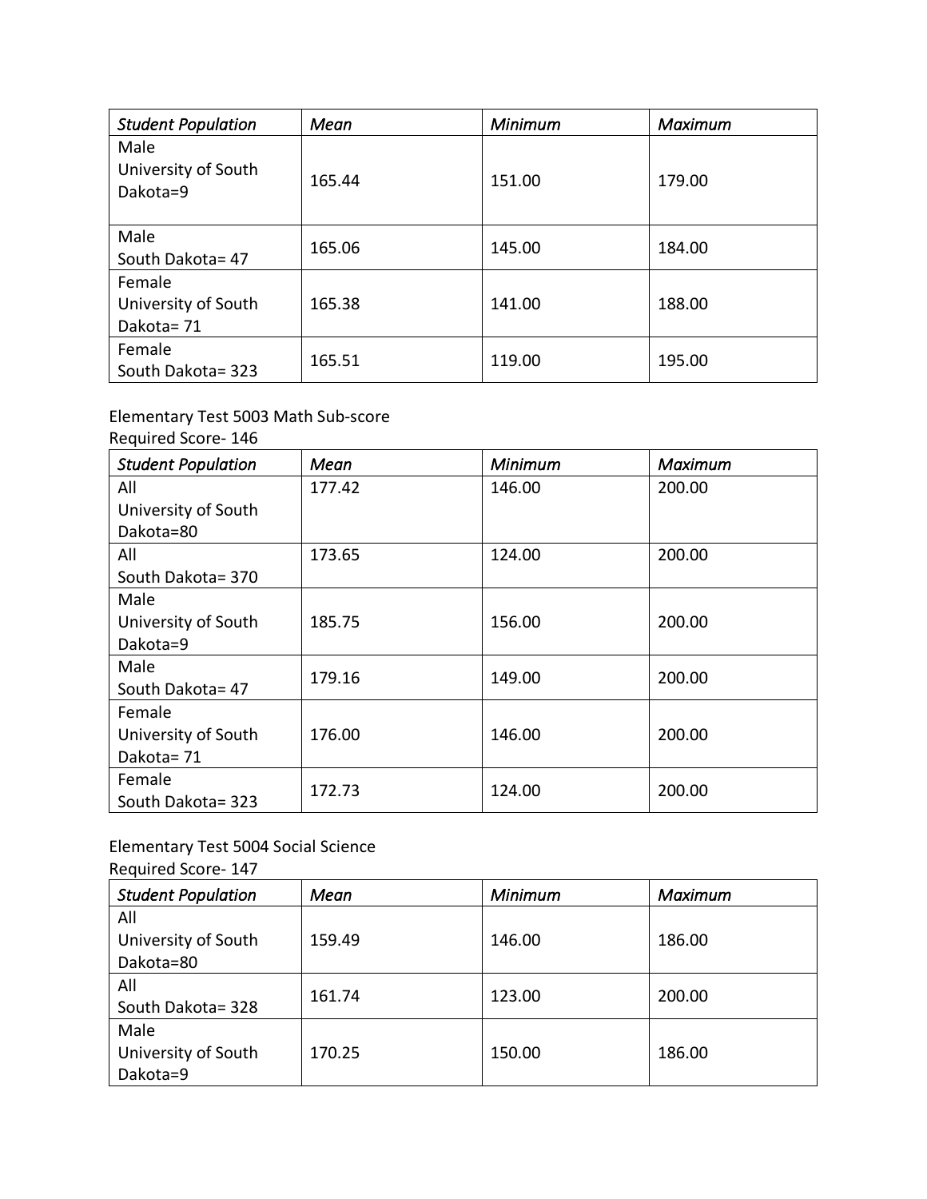| *Student Population* | *Mean* | *Minimum* | *Maximum* |
|---|---|---|---|
| Male University of South Dakota=9 | 165.44 | 151.00 | 179.00 |
| Male South Dakota= 47 | 165.06 | 145.00 | 184.00 |
| Female University of South Dakota= 71 | 165.38 | 141.00 | 188.00 |
| Female South Dakota= 323 | 165.51 | 119.00 | 195.00 |

Elementary Test 5003 Math Sub-score
Required Score- 146

| *Student Population* | *Mean* | *Minimum* | *Maximum* |
|---|---|---|---|
| All University of South Dakota=80 | 177.42 | 146.00 | 200.00 |
| All South Dakota= 370 | 173.65 | 124.00 | 200.00 |
| Male University of South Dakota=9 | 185.75 | 156.00 | 200.00 |
| Male South Dakota= 47 | 179.16 | 149.00 | 200.00 |
| Female University of South Dakota= 71 | 176.00 | 146.00 | 200.00 |
| Female South Dakota= 323 | 172.73 | 124.00 | 200.00 |

Elementary Test 5004 Social Science
Required Score- 147

| *Student Population* | *Mean* | *Minimum* | *Maximum* |
|---|---|---|---|
| All University of South Dakota=80 | 159.49 | 146.00 | 186.00 |
| All South Dakota= 328 | 161.74 | 123.00 | 200.00 |
| Male University of South Dakota=9 | 170.25 | 150.00 | 186.00 |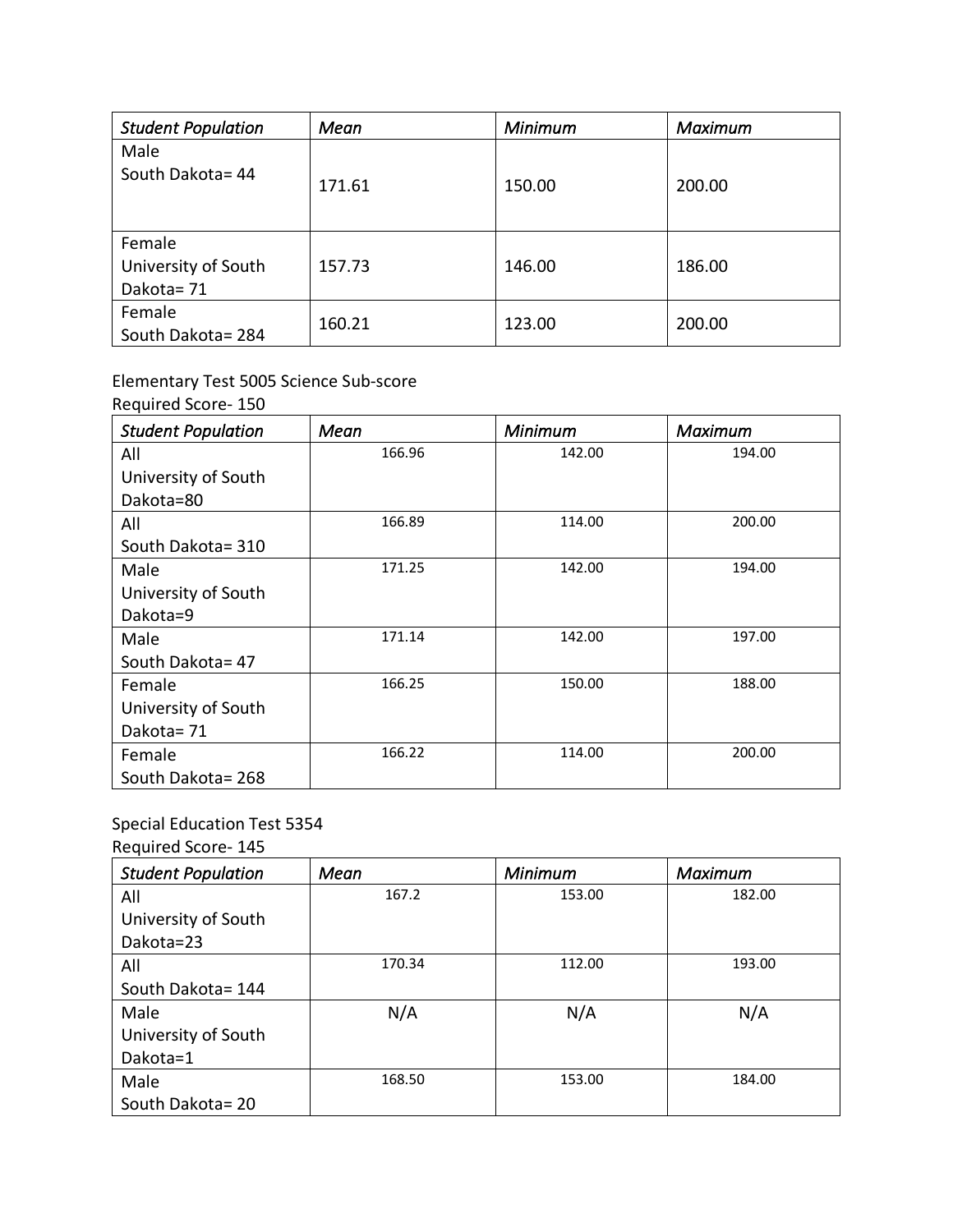| *Student Population* | *Mean* | *Minimum* | *Maximum* |
|---|---|---|---|
| Male South Dakota= 44 | 171.61 | 150.00 | 200.00 |
| Female University of South Dakota= 71 | 157.73 | 146.00 | 186.00 |
| Female South Dakota= 284 | 160.21 | 123.00 | 200.00 |

Elementary Test 5005 Science Sub-score

Required Score- 150

| *Student Population* | *Mean* | *Minimum* | *Maximum* |
|---|---|---|---|
| All University of South Dakota=80 | 166.96 | 142.00 | 194.00 |
| All South Dakota= 310 | 166.89 | 114.00 | 200.00 |
| Male University of South Dakota=9 | 171.25 | 142.00 | 194.00 |
| Male South Dakota= 47 | 171.14 | 142.00 | 197.00 |
| Female University of South Dakota= 71 | 166.25 | 150.00 | 188.00 |
| Female South Dakota= 268 | 166.22 | 114.00 | 200.00 |

Special Education Test 5354

Required Score- 145

| *Student Population* | *Mean* | *Minimum* | *Maximum* |
|---|---|---|---|
| All University of South Dakota=23 | 167.2 | 153.00 | 182.00 |
| All South Dakota= 144 | 170.34 | 112.00 | 193.00 |
| Male University of South Dakota=1 | N/A | N/A | N/A |
| Male South Dakota= 20 | 168.50 | 153.00 | 184.00 |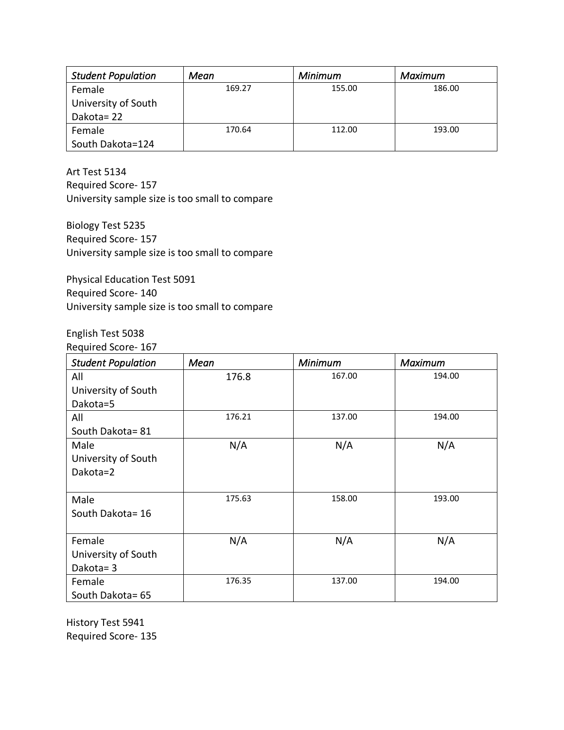| *Student Population* | *Mean* | *Minimum* | *Maximum* |
|---|---|---|---|
| Female University of South Dakota= 22 | 169.27 | 155.00 | 186.00 |
| Female South Dakota=124 | 170.64 | 112.00 | 193.00 |

Art Test 5134
Required Score- 157
University sample size is too small to compare

Biology Test 5235
Required Score- 157
University sample size is too small to compare

Physical Education Test 5091
Required Score- 140
University sample size is too small to compare

English Test 5038
Required Score- 167

| *Student Population* | *Mean* | *Minimum* | *Maximum* |
|---|---|---|---|
| All University of South Dakota=5 | 176.8 | 167.00 | 194.00 |
| All South Dakota= 81 | 176.21 | 137.00 | 194.00 |
| Male University of South Dakota=2 | N/A | N/A | N/A |
| Male South Dakota= 16 | 175.63 | 158.00 | 193.00 |
| Female University of South Dakota= 3 | N/A | N/A | N/A |
| Female South Dakota= 65 | 176.35 | 137.00 | 194.00 |

History Test 5941
Required Score- 135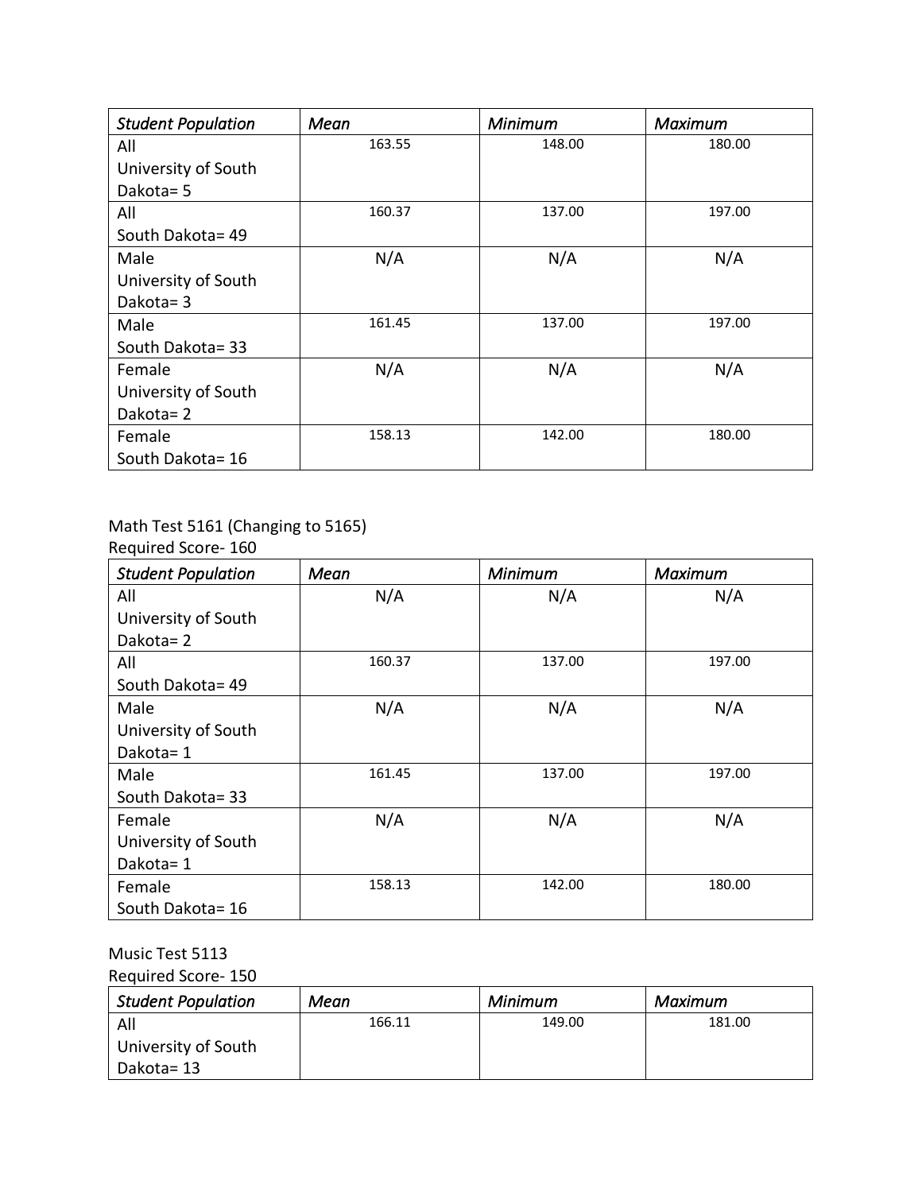| *Student Population* | *Mean* | *Minimum* | *Maximum* |
|---|---|---|---|
| All University of South Dakota= 5 | 163.55 | 148.00 | 180.00 |
| All South Dakota= 49 | 160.37 | 137.00 | 197.00 |
| Male University of South Dakota= 3 | N/A | N/A | N/A |
| Male South Dakota= 33 | 161.45 | 137.00 | 197.00 |
| Female University of South Dakota= 2 | N/A | N/A | N/A |
| Female South Dakota= 16 | 158.13 | 142.00 | 180.00 |

Math Test 5161 (Changing to 5165)
Required Score- 160

| *Student Population* | *Mean* | *Minimum* | *Maximum* |
|---|---|---|---|
| All University of South Dakota= 2 | N/A | N/A | N/A |
| All South Dakota= 49 | 160.37 | 137.00 | 197.00 |
| Male University of South Dakota= 1 | N/A | N/A | N/A |
| Male South Dakota= 33 | 161.45 | 137.00 | 197.00 |
| Female University of South Dakota= 1 | N/A | N/A | N/A |
| Female South Dakota= 16 | 158.13 | 142.00 | 180.00 |

Music Test 5113
Required Score- 150

| *Student Population* | *Mean* | *Minimum* | *Maximum* |
|---|---|---|---|
| All University of South Dakota= 13 | 166.11 | 149.00 | 181.00 |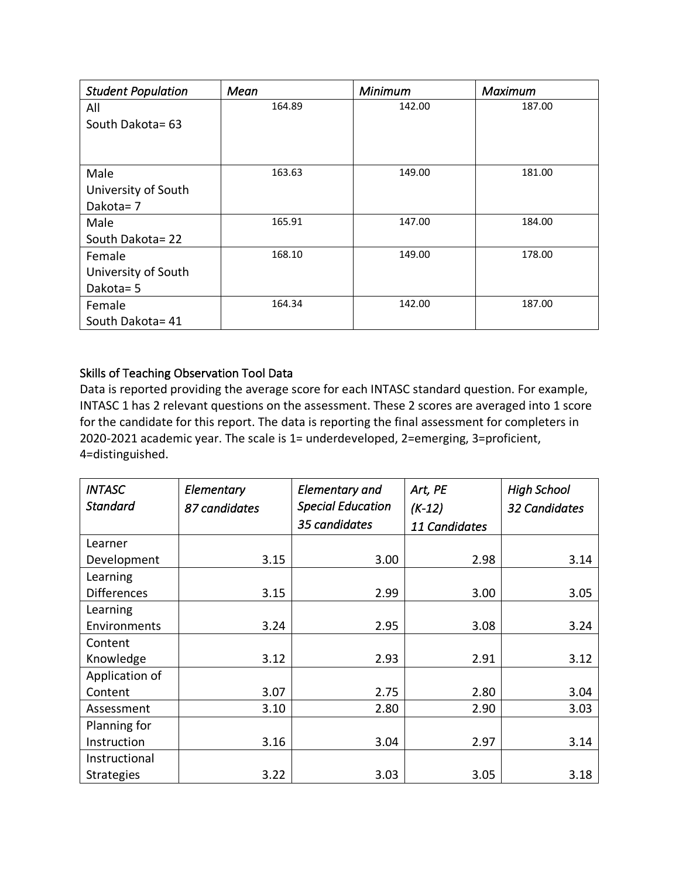| *Student Population* | *Mean* | *Minimum* | *Maximum* |
|---|---|---|---|
| All<br>South Dakota= 63 | 164.89 | 142.00 | 187.00 |
| Male<br>University of South Dakota= 7 | 163.63 | 149.00 | 181.00 |
| Male<br>South Dakota= 22 | 165.91 | 147.00 | 184.00 |
| Female<br>University of South Dakota= 5 | 168.10 | 149.00 | 178.00 |
| Female<br>South Dakota= 41 | 164.34 | 142.00 | 187.00 |

## Skills of Teaching Observation Tool Data

Data is reported providing the average score for each INTASC standard question. For example, INTASC 1 has 2 relevant questions on the assessment. These 2 scores are averaged into 1 score for the candidate for this report. The data is reporting the final assessment for completers in 2020-2021 academic year. The scale is 1= underdeveloped, 2=emerging, 3=proficient, 4=distinguished.

| *INTASC Standard* | *Elementary 87 candidates* | *Elementary and Special Education 35 candidates* | *Art, PE (K-12) 11 Candidates* | *High School 32 Candidates* |
|---|---|---|---|---|
| Learner Development | 3.15 | 3.00 | 2.98 | 3.14 |
| Learning Differences | 3.15 | 2.99 | 3.00 | 3.05 |
| Learning Environments | 3.24 | 2.95 | 3.08 | 3.24 |
| Content Knowledge | 3.12 | 2.93 | 2.91 | 3.12 |
| Application of Content | 3.07 | 2.75 | 2.80 | 3.04 |
| Assessment | 3.10 | 2.80 | 2.90 | 3.03 |
| Planning for Instruction | 3.16 | 3.04 | 2.97 | 3.14 |
| Instructional Strategies | 3.22 | 3.03 | 3.05 | 3.18 |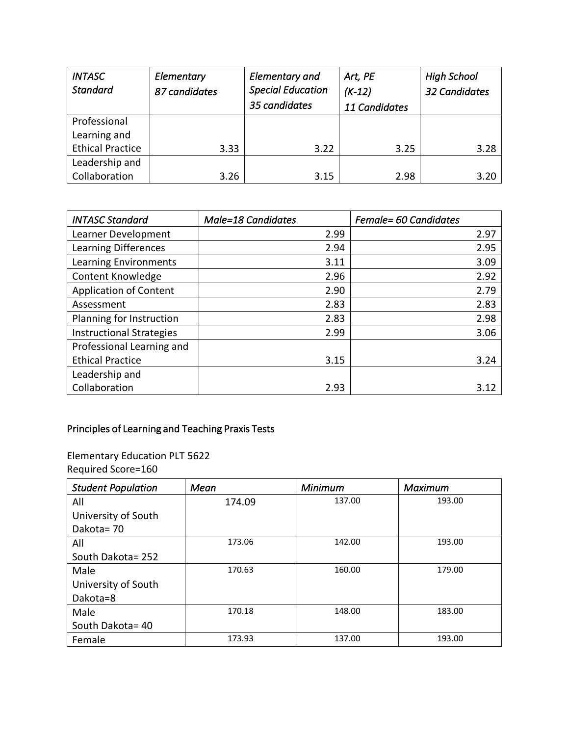| *INTASC Standard* | *Elementary 87 candidates* | *Elementary and Special Education 35 candidates* | *Art, PE (K-12) 11 Candidates* | *High School 32 Candidates* |
|---|---|---|---|---|
| Professional Learning and Ethical Practice | 3.33 | 3.22 | 3.25 | 3.28 |
| Leadership and Collaboration | 3.26 | 3.15 | 2.98 | 3.20 |

| *INTASC Standard* | *Male=18 Candidates* | *Female= 60 Candidates* |
|---|---|---|
| Learner Development | 2.99 | 2.97 |
| Learning Differences | 2.94 | 2.95 |
| Learning Environments | 3.11 | 3.09 |
| Content Knowledge | 2.96 | 2.92 |
| Application of Content | 2.90 | 2.79 |
| Assessment | 2.83 | 2.83 |
| Planning for Instruction | 2.83 | 2.98 |
| Instructional Strategies | 2.99 | 3.06 |
| Professional Learning and Ethical Practice | 3.15 | 3.24 |
| Leadership and Collaboration | 2.93 | 3.12 |

## Principles of Learning and Teaching Praxis Tests

Elementary Education PLT 5622
Required Score=160

| *Student Population* | *Mean* | *Minimum* | *Maximum* |
|---|---|---|---|
| All University of South Dakota= 70 | 174.09 | 137.00 | 193.00 |
| All South Dakota= 252 | 173.06 | 142.00 | 193.00 |
| Male University of South Dakota=8 | 170.63 | 160.00 | 179.00 |
| Male South Dakota= 40 | 170.18 | 148.00 | 183.00 |
| Female | 173.93 | 137.00 | 193.00 |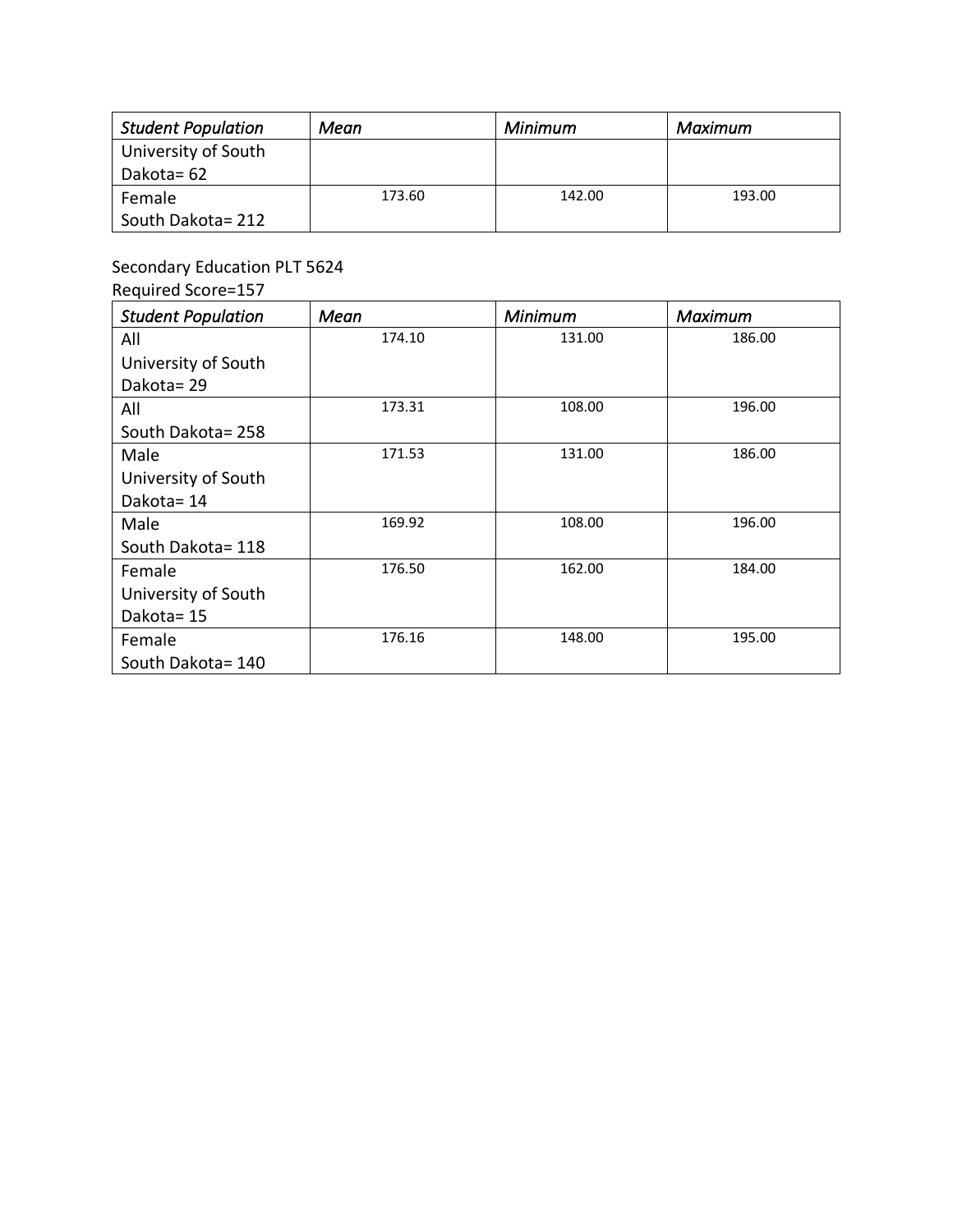| *Student Population* | *Mean* | *Minimum* | *Maximum* |
| --- | --- | --- | --- |
| University of South Dakota= 62 | | | |
| Female South Dakota= 212 | 173.60 | 142.00 | 193.00 |

Secondary Education PLT 5624
Required Score=157

| *Student Population* | *Mean* | *Minimum* | *Maximum* |
| --- | --- | --- | --- |
| All University of South Dakota= 29 | 174.10 | 131.00 | 186.00 |
| All South Dakota= 258 | 173.31 | 108.00 | 196.00 |
| Male University of South Dakota= 14 | 171.53 | 131.00 | 186.00 |
| Male South Dakota= 118 | 169.92 | 108.00 | 196.00 |
| Female University of South Dakota= 15 | 176.50 | 162.00 | 184.00 |
| Female South Dakota= 140 | 176.16 | 148.00 | 195.00 |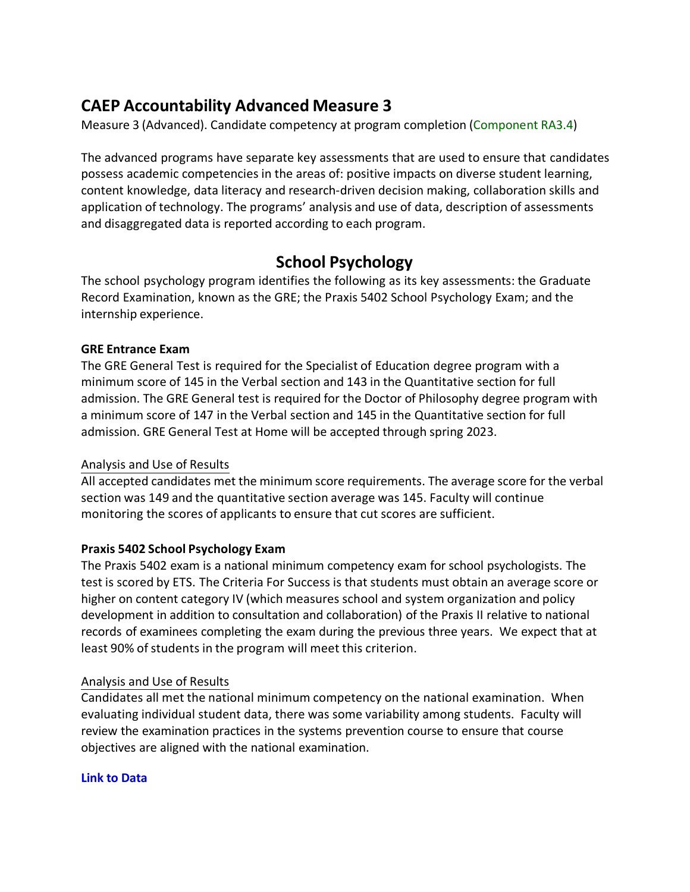## CAEP Accountability Advanced Measure 3

Measure 3 (Advanced). Candidate competency at program completion (Component RA3.4)

The advanced programs have separate key assessments that are used to ensure that candidates possess academic competencies in the areas of: positive impacts on diverse student learning, content knowledge, data literacy and research-driven decision making, collaboration skills and application of technology. The programs' analysis and use of data, description of assessments and disaggregated data is reported according to each program.

## School Psychology

The school psychology program identifies the following as its key assessments: the Graduate Record Examination, known as the GRE; the Praxis 5402 School Psychology Exam; and the internship experience.

**GRE Entrance Exam**

The GRE General Test is required for the Specialist of Education degree program with a minimum score of 145 in the Verbal section and 143 in the Quantitative section for full admission. The GRE General test is required for the Doctor of Philosophy degree program with a minimum score of 147 in the Verbal section and 145 in the Quantitative section for full admission. GRE General Test at Home will be accepted through spring 2023.

Analysis and Use of Results

All accepted candidates met the minimum score requirements. The average score for the verbal section was 149 and the quantitative section average was 145. Faculty will continue monitoring the scores of applicants to ensure that cut scores are sufficient.

**Praxis 5402 School Psychology Exam**

The Praxis 5402 exam is a national minimum competency exam for school psychologists. The test is scored by ETS. The Criteria For Success is that students must obtain an average score or higher on content category IV (which measures school and system organization and policy development in addition to consultation and collaboration) of the Praxis II relative to national records of examinees completing the exam during the previous three years. We expect that at least 90% of students in the program will meet this criterion.

Analysis and Use of Results

Candidates all met the national minimum competency on the national examination. When evaluating individual student data, there was some variability among students. Faculty will review the examination practices in the systems prevention course to ensure that course objectives are aligned with the national examination.

**Link to Data**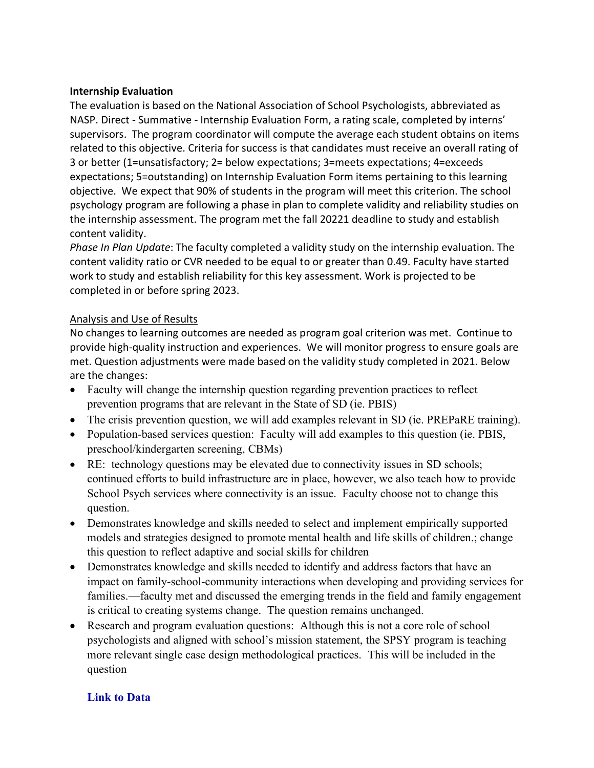**Internship Evaluation**

The evaluation is based on the National Association of School Psychologists, abbreviated as NASP. Direct - Summative - Internship Evaluation Form, a rating scale, completed by interns' supervisors. The program coordinator will compute the average each student obtains on items related to this objective. Criteria for success is that candidates must receive an overall rating of 3 or better (1=unsatisfactory; 2= below expectations; 3=meets expectations; 4=exceeds expectations; 5=outstanding) on Internship Evaluation Form items pertaining to this learning objective. We expect that 90% of students in the program will meet this criterion. The school psychology program are following a phase in plan to complete validity and reliability studies on the internship assessment. The program met the fall 20221 deadline to study and establish content validity.

*Phase In Plan Update*: The faculty completed a validity study on the internship evaluation. The content validity ratio or CVR needed to be equal to or greater than 0.49. Faculty have started work to study and establish reliability for this key assessment. Work is projected to be completed in or before spring 2023.

Analysis and Use of Results

No changes to learning outcomes are needed as program goal criterion was met. Continue to provide high-quality instruction and experiences. We will monitor progress to ensure goals are met. Question adjustments were made based on the validity study completed in 2021. Below are the changes:

- Faculty will change the internship question regarding prevention practices to reflect prevention programs that are relevant in the State of SD (ie. PBIS)
- The crisis prevention question, we will add examples relevant in SD (ie. PREPaRE training).
- Population-based services question: Faculty will add examples to this question (ie. PBIS, preschool/kindergarten screening, CBMs)
- RE: technology questions may be elevated due to connectivity issues in SD schools; continued efforts to build infrastructure are in place, however, we also teach how to provide School Psych services where connectivity is an issue. Faculty choose not to change this question.
- Demonstrates knowledge and skills needed to select and implement empirically supported models and strategies designed to promote mental health and life skills of children.; change this question to reflect adaptive and social skills for children
- Demonstrates knowledge and skills needed to identify and address factors that have an impact on family-school-community interactions when developing and providing services for families.—faculty met and discussed the emerging trends in the field and family engagement is critical to creating systems change. The question remains unchanged.
- Research and program evaluation questions: Although this is not a core role of school psychologists and aligned with school's mission statement, the SPSY program is teaching more relevant single case design methodological practices. This will be included in the question

**Link to Data**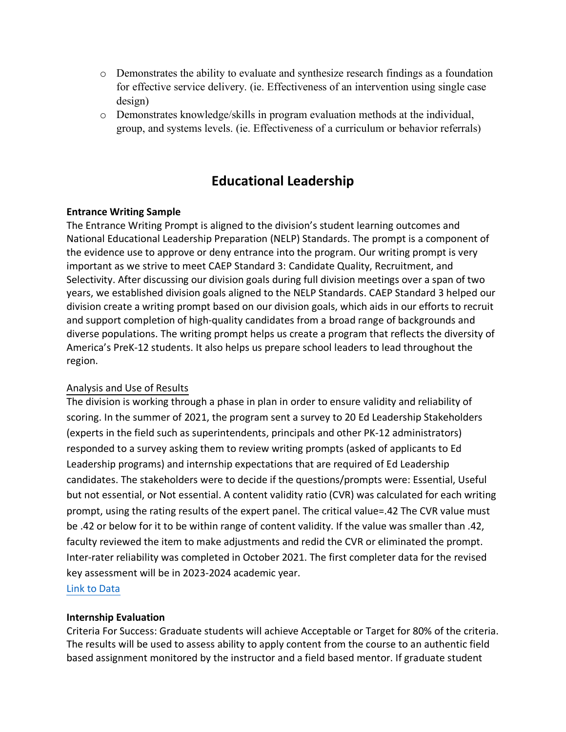- Demonstrates the ability to evaluate and synthesize research findings as a foundation for effective service delivery. (ie. Effectiveness of an intervention using single case design)
- Demonstrates knowledge/skills in program evaluation methods at the individual, group, and systems levels. (ie. Effectiveness of a curriculum or behavior referrals)

## Educational Leadership

**Entrance Writing Sample**

The Entrance Writing Prompt is aligned to the division's student learning outcomes and National Educational Leadership Preparation (NELP) Standards. The prompt is a component of the evidence use to approve or deny entrance into the program. Our writing prompt is very important as we strive to meet CAEP Standard 3: Candidate Quality, Recruitment, and Selectivity. After discussing our division goals during full division meetings over a span of two years, we established division goals aligned to the NELP Standards. CAEP Standard 3 helped our division create a writing prompt based on our division goals, which aids in our efforts to recruit and support completion of high-quality candidates from a broad range of backgrounds and diverse populations. The writing prompt helps us create a program that reflects the diversity of America's PreK-12 students. It also helps us prepare school leaders to lead throughout the region.

Analysis and Use of Results

The division is working through a phase in plan in order to ensure validity and reliability of scoring. In the summer of 2021, the program sent a survey to 20 Ed Leadership Stakeholders (experts in the field such as superintendents, principals and other PK-12 administrators) responded to a survey asking them to review writing prompts (asked of applicants to Ed Leadership programs) and internship expectations that are required of Ed Leadership candidates. The stakeholders were to decide if the questions/prompts were: Essential, Useful but not essential, or Not essential. A content validity ratio (CVR) was calculated for each writing prompt, using the rating results of the expert panel. The critical value=.42 The CVR value must be .42 or below for it to be within range of content validity. If the value was smaller than .42, faculty reviewed the item to make adjustments and redid the CVR or eliminated the prompt. Inter-rater reliability was completed in October 2021. The first completer data for the revised key assessment will be in 2023-2024 academic year.

Link to Data

**Internship Evaluation**

Criteria For Success: Graduate students will achieve Acceptable or Target for 80% of the criteria. The results will be used to assess ability to apply content from the course to an authentic field based assignment monitored by the instructor and a field based mentor. If graduate student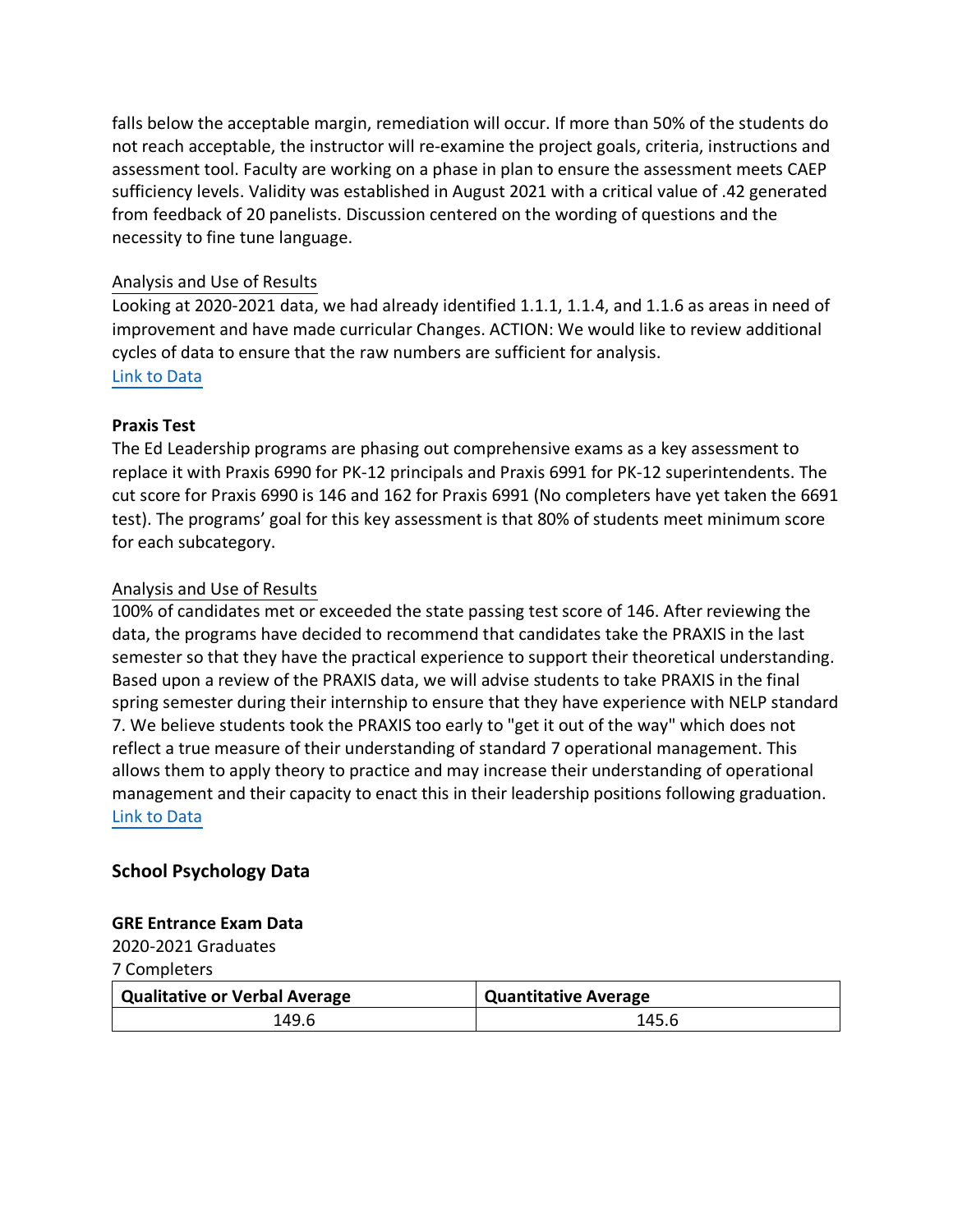falls below the acceptable margin, remediation will occur. If more than 50% of the students do not reach acceptable, the instructor will re-examine the project goals, criteria, instructions and assessment tool. Faculty are working on a phase in plan to ensure the assessment meets CAEP sufficiency levels. Validity was established in August 2021 with a critical value of .42 generated from feedback of 20 panelists. Discussion centered on the wording of questions and the necessity to fine tune language.

Analysis and Use of Results

Looking at 2020-2021 data, we had already identified 1.1.1, 1.1.4, and 1.1.6 as areas in need of improvement and have made curricular Changes. ACTION: We would like to review additional cycles of data to ensure that the raw numbers are sufficient for analysis.
Link to Data

**Praxis Test**

The Ed Leadership programs are phasing out comprehensive exams as a key assessment to replace it with Praxis 6990 for PK-12 principals and Praxis 6991 for PK-12 superintendents. The cut score for Praxis 6990 is 146 and 162 for Praxis 6991 (No completers have yet taken the 6691 test). The programs' goal for this key assessment is that 80% of students meet minimum score for each subcategory.

Analysis and Use of Results

100% of candidates met or exceeded the state passing test score of 146. After reviewing the data, the programs have decided to recommend that candidates take the PRAXIS in the last semester so that they have the practical experience to support their theoretical understanding. Based upon a review of the PRAXIS data, we will advise students to take PRAXIS in the final spring semester during their internship to ensure that they have experience with NELP standard 7. We believe students took the PRAXIS too early to "get it out of the way" which does not reflect a true measure of their understanding of standard 7 operational management. This allows them to apply theory to practice and may increase their understanding of operational management and their capacity to enact this in their leadership positions following graduation.
Link to Data

### School Psychology Data

**GRE Entrance Exam Data**

2020-2021 Graduates
7 Completers

| Qualitative or Verbal Average | Quantitative Average |
|---|---|
| 149.6 | 145.6 |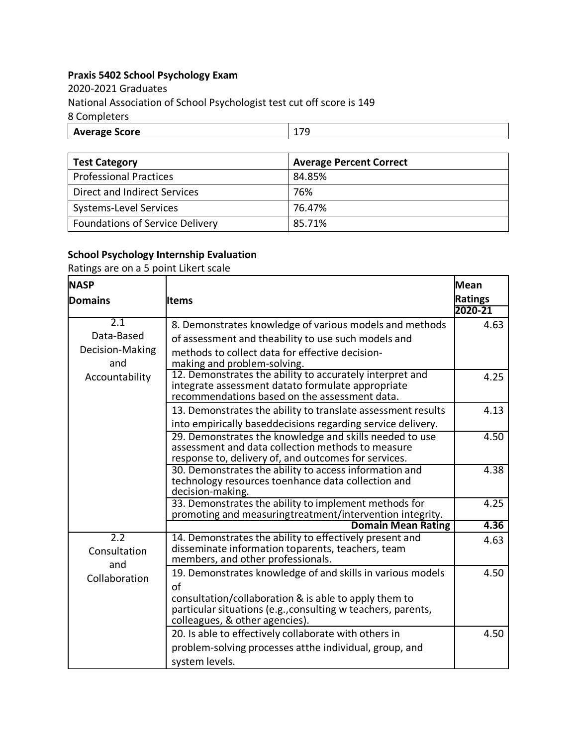**Praxis 5402 School Psychology Exam**

2020-2021 Graduates

National Association of School Psychologist test cut off score is 149

8 Completers

| **Average Score** | 179 |
|---|---|

| **Test Category** | **Average Percent Correct** |
|---|---|
| Professional Practices | 84.85% |
| Direct and Indirect Services | 76% |
| Systems-Level Services | 76.47% |
| Foundations of Service Delivery | 85.71% |

**School Psychology Internship Evaluation**

Ratings are on a 5 point Likert scale

| **NASP Domains** | **Items** | **Mean Ratings 2020-21** |
|---|---|---|
| 2.1 Data-Based Decision-Making and Accountability | 8. Demonstrates knowledge of various models and methods of assessment and theability to use such models and methods to collect data for effective decision-making and problem-solving. | 4.63 |
| | 12. Demonstrates the ability to accurately interpret and integrate assessment datato formulate appropriate recommendations based on the assessment data. | 4.25 |
| | 13. Demonstrates the ability to translate assessment results into empirically baseddecisions regarding service delivery. | 4.13 |
| | 29. Demonstrates the knowledge and skills needed to use assessment and data collection methods to measure response to, delivery of, and outcomes for services. | 4.50 |
| | 30. Demonstrates the ability to access information and technology resources toenhance data collection and decision-making. | 4.38 |
| | 33. Demonstrates the ability to implement methods for promoting and measuringtreatment/intervention integrity. | 4.25 |
| | **Domain Mean Rating** | **4.36** |
| 2.2 Consultation and Collaboration | 14. Demonstrates the ability to effectively present and disseminate information toparents, teachers, team members, and other professionals. | 4.63 |
| | 19. Demonstrates knowledge of and skills in various models of consultation/collaboration & is able to apply them to particular situations (e.g.,consulting w teachers, parents, colleagues, & other agencies). | 4.50 |
| | 20. Is able to effectively collaborate with others in problem-solving processes atthe individual, group, and system levels. | 4.50 |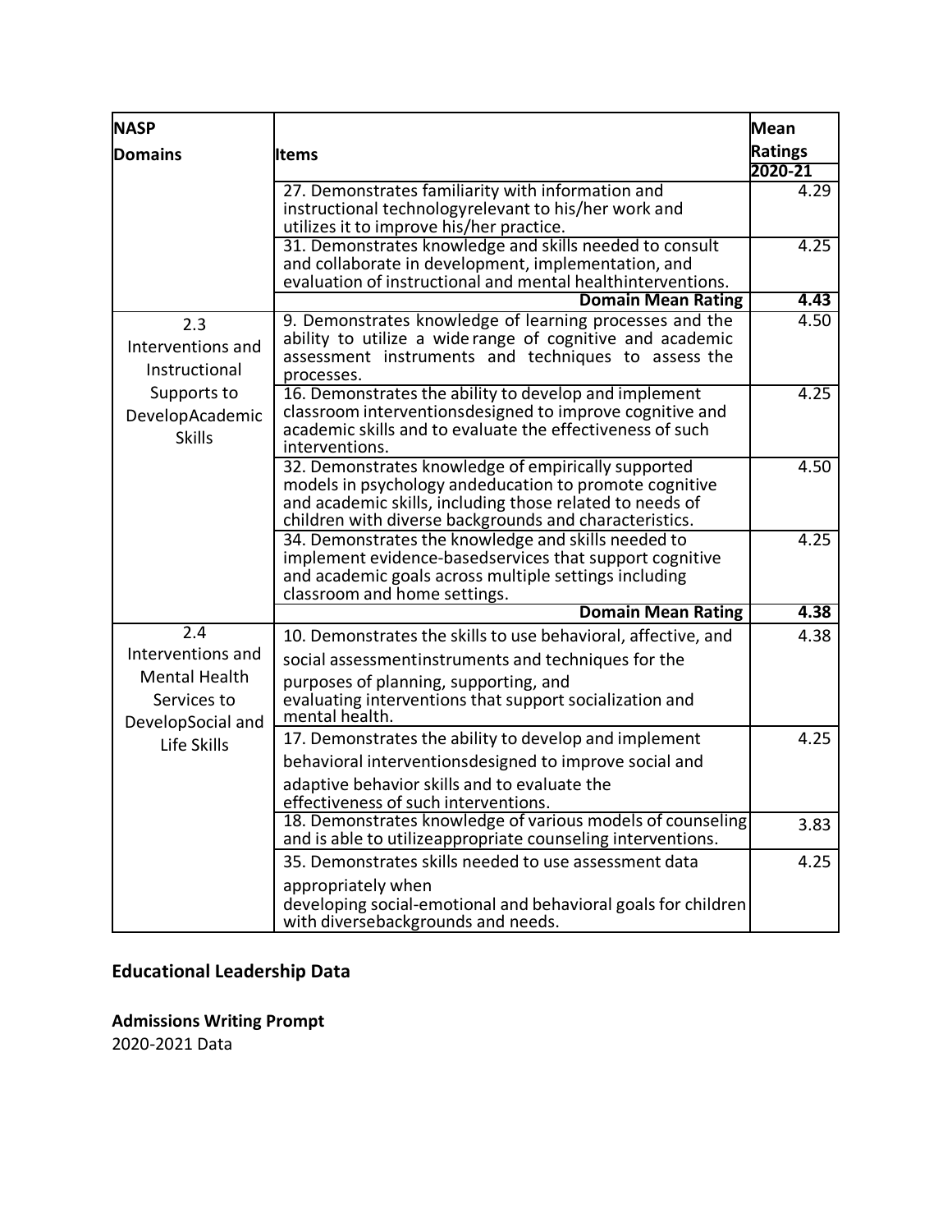| NASP Domains | Items | Mean Ratings 2020-21 |
|---|---|---|
| | 27. Demonstrates familiarity with information and instructional technologyrelevant to his/her work and utilizes it to improve his/her practice. | 4.29 |
| | 31. Demonstrates knowledge and skills needed to consult and collaborate in development, implementation, and evaluation of instructional and mental healthinterventions. | 4.25 |
| | **Domain Mean Rating** | **4.43** |
| 2.3 Interventions and Instructional Supports to DevelopAcademic Skills | 9. Demonstrates knowledge of learning processes and the ability to utilize a wide range of cognitive and academic assessment instruments and techniques to assess the processes. | 4.50 |
| | 16. Demonstrates the ability to develop and implement classroom interventionsdesigned to improve cognitive and academic skills and to evaluate the effectiveness of such interventions. | 4.25 |
| | 32. Demonstrates knowledge of empirically supported models in psychology andeducation to promote cognitive and academic skills, including those related to needs of children with diverse backgrounds and characteristics. | 4.50 |
| | 34. Demonstrates the knowledge and skills needed to implement evidence-basedservices that support cognitive and academic goals across multiple settings including classroom and home settings. | 4.25 |
| | **Domain Mean Rating** | **4.38** |
| 2.4 Interventions and Mental Health Services to DevelopSocial and Life Skills | 10. Demonstrates the skills to use behavioral, affective, and social assessmentinstruments and techniques for the purposes of planning, supporting, and evaluating interventions that support socialization and mental health. | 4.38 |
| | 17. Demonstrates the ability to develop and implement behavioral interventionsdesigned to improve social and adaptive behavior skills and to evaluate the effectiveness of such interventions. | 4.25 |
| | 18. Demonstrates knowledge of various models of counseling and is able to utilizeappropriate counseling interventions. | 3.83 |
| | 35. Demonstrates skills needed to use assessment data appropriately when developing social-emotional and behavioral goals for children with diversebackgrounds and needs. | 4.25 |

## Educational Leadership Data

### Admissions Writing Prompt

2020-2021 Data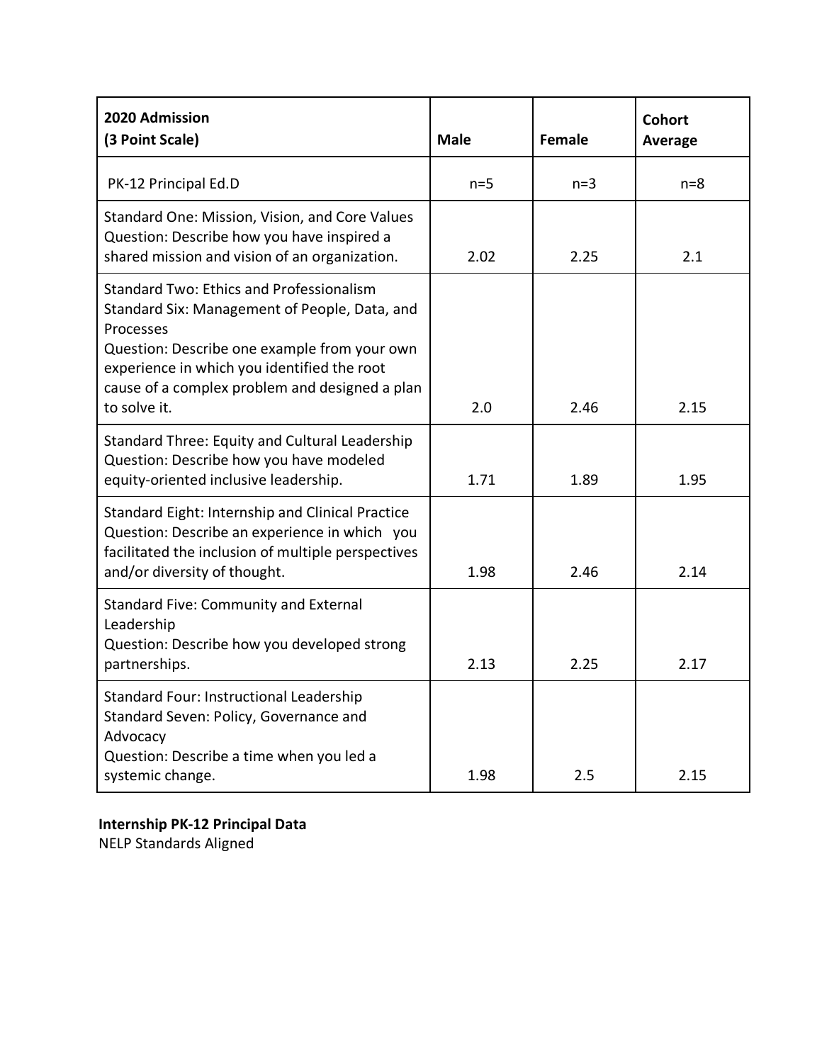| 2020 Admission (3 Point Scale) | Male | Female | Cohort Average |
|---|---|---|---|
| PK-12 Principal Ed.D | n=5 | n=3 | n=8 |
| Standard One: Mission, Vision, and Core Values Question: Describe how you have inspired a shared mission and vision of an organization. | 2.02 | 2.25 | 2.1 |
| Standard Two: Ethics and Professionalism Standard Six: Management of People, Data, and Processes Question: Describe one example from your own experience in which you identified the root cause of a complex problem and designed a plan to solve it. | 2.0 | 2.46 | 2.15 |
| Standard Three: Equity and Cultural Leadership Question: Describe how you have modeled equity-oriented inclusive leadership. | 1.71 | 1.89 | 1.95 |
| Standard Eight: Internship and Clinical Practice Question: Describe an experience in which you facilitated the inclusion of multiple perspectives and/or diversity of thought. | 1.98 | 2.46 | 2.14 |
| Standard Five: Community and External Leadership Question: Describe how you developed strong partnerships. | 2.13 | 2.25 | 2.17 |
| Standard Four: Instructional Leadership Standard Seven: Policy, Governance and Advocacy Question: Describe a time when you led a systemic change. | 1.98 | 2.5 | 2.15 |

**Internship PK-12 Principal Data**
NELP Standards Aligned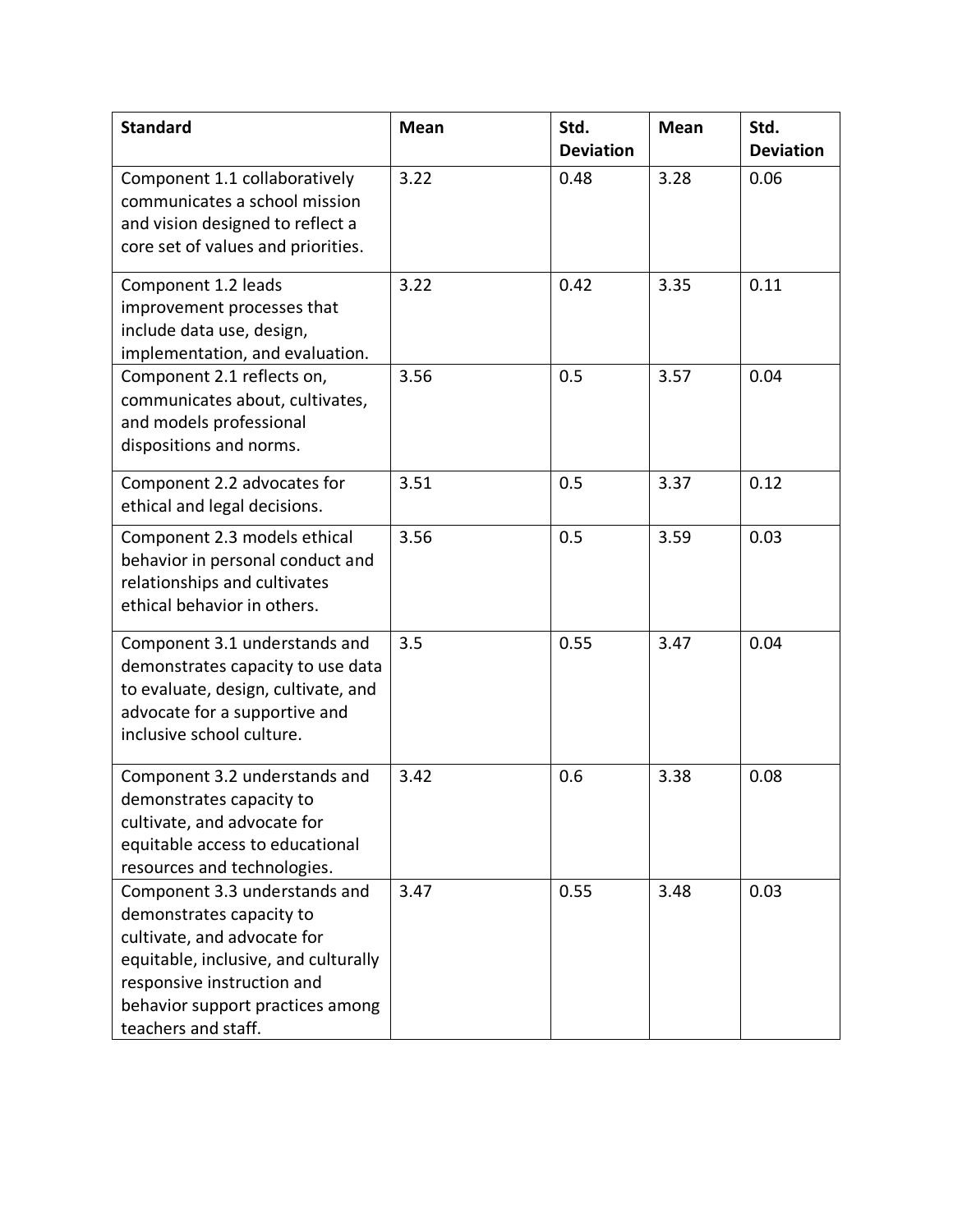| Standard | Mean | Std. Deviation | Mean | Std. Deviation |
|---|---|---|---|---|
| Component 1.1 collaboratively communicates a school mission and vision designed to reflect a core set of values and priorities. | 3.22 | 0.48 | 3.28 | 0.06 |
| Component 1.2 leads improvement processes that include data use, design, implementation, and evaluation. | 3.22 | 0.42 | 3.35 | 0.11 |
| Component 2.1 reflects on, communicates about, cultivates, and models professional dispositions and norms. | 3.56 | 0.5 | 3.57 | 0.04 |
| Component 2.2 advocates for ethical and legal decisions. | 3.51 | 0.5 | 3.37 | 0.12 |
| Component 2.3 models ethical behavior in personal conduct and relationships and cultivates ethical behavior in others. | 3.56 | 0.5 | 3.59 | 0.03 |
| Component 3.1 understands and demonstrates capacity to use data to evaluate, design, cultivate, and advocate for a supportive and inclusive school culture. | 3.5 | 0.55 | 3.47 | 0.04 |
| Component 3.2 understands and demonstrates capacity to cultivate, and advocate for equitable access to educational resources and technologies. | 3.42 | 0.6 | 3.38 | 0.08 |
| Component 3.3 understands and demonstrates capacity to cultivate, and advocate for equitable, inclusive, and culturally responsive instruction and behavior support practices among teachers and staff. | 3.47 | 0.55 | 3.48 | 0.03 |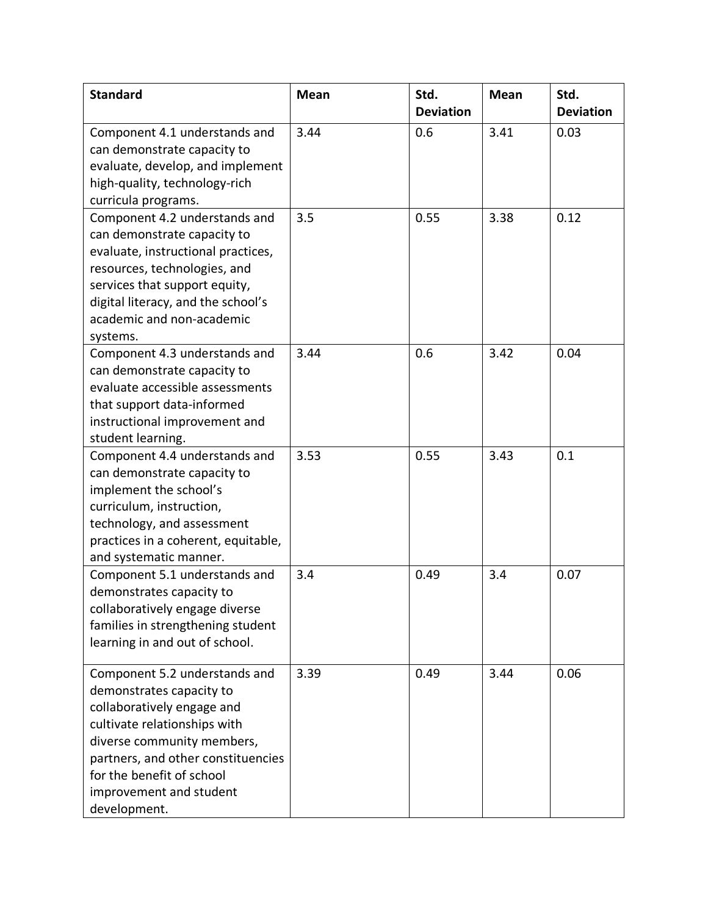| Standard | Mean | Std. Deviation | Mean | Std. Deviation |
|---|---|---|---|---|
| Component 4.1 understands and can demonstrate capacity to evaluate, develop, and implement high-quality, technology-rich curricula programs. | 3.44 | 0.6 | 3.41 | 0.03 |
| Component 4.2 understands and can demonstrate capacity to evaluate, instructional practices, resources, technologies, and services that support equity, digital literacy, and the school's academic and non-academic systems. | 3.5 | 0.55 | 3.38 | 0.12 |
| Component 4.3 understands and can demonstrate capacity to evaluate accessible assessments that support data-informed instructional improvement and student learning. | 3.44 | 0.6 | 3.42 | 0.04 |
| Component 4.4 understands and can demonstrate capacity to implement the school's curriculum, instruction, technology, and assessment practices in a coherent, equitable, and systematic manner. | 3.53 | 0.55 | 3.43 | 0.1 |
| Component 5.1 understands and demonstrates capacity to collaboratively engage diverse families in strengthening student learning in and out of school. | 3.4 | 0.49 | 3.4 | 0.07 |
| Component 5.2 understands and demonstrates capacity to collaboratively engage and cultivate relationships with diverse community members, partners, and other constituencies for the benefit of school improvement and student development. | 3.39 | 0.49 | 3.44 | 0.06 |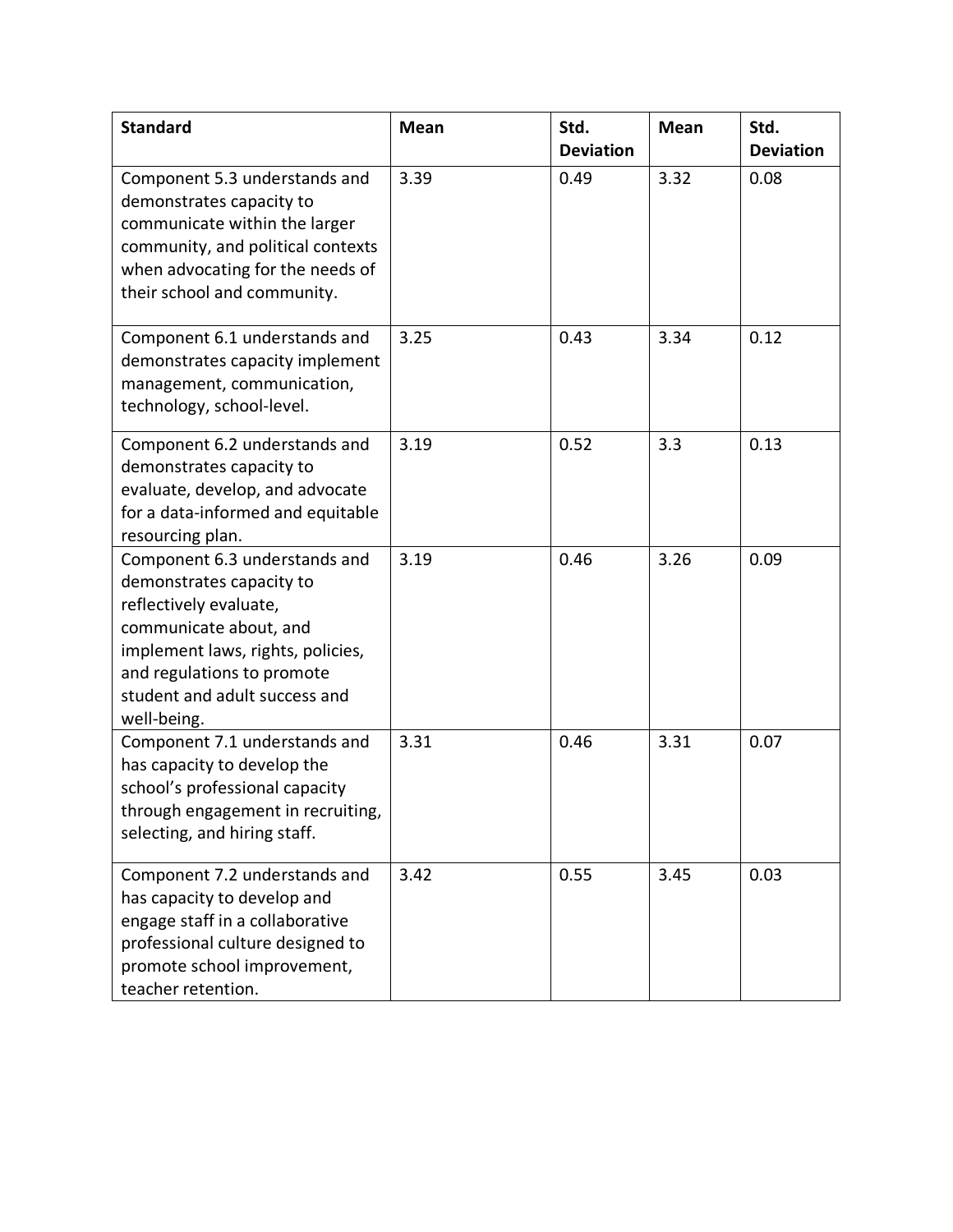| Standard | Mean | Std. Deviation | Mean | Std. Deviation |
|---|---|---|---|---|
| Component 5.3 understands and demonstrates capacity to communicate within the larger community, and political contexts when advocating for the needs of their school and community. | 3.39 | 0.49 | 3.32 | 0.08 |
| Component 6.1 understands and demonstrates capacity implement management, communication, technology, school-level. | 3.25 | 0.43 | 3.34 | 0.12 |
| Component 6.2 understands and demonstrates capacity to evaluate, develop, and advocate for a data-informed and equitable resourcing plan. | 3.19 | 0.52 | 3.3 | 0.13 |
| Component 6.3 understands and demonstrates capacity to reflectively evaluate, communicate about, and implement laws, rights, policies, and regulations to promote student and adult success and well-being. | 3.19 | 0.46 | 3.26 | 0.09 |
| Component 7.1 understands and has capacity to develop the school's professional capacity through engagement in recruiting, selecting, and hiring staff. | 3.31 | 0.46 | 3.31 | 0.07 |
| Component 7.2 understands and has capacity to develop and engage staff in a collaborative professional culture designed to promote school improvement, teacher retention. | 3.42 | 0.55 | 3.45 | 0.03 |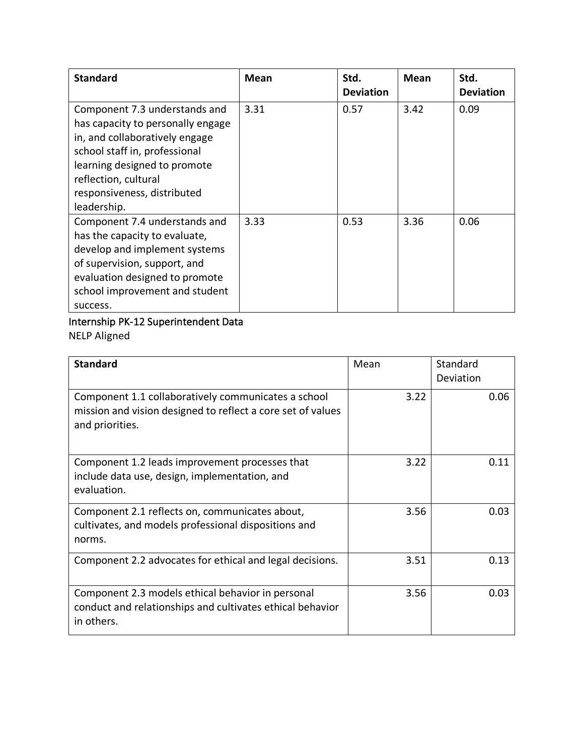| **Standard** | **Mean** | **Std. Deviation** | **Mean** | **Std. Deviation** |
| --- | --- | --- | --- | --- |
| Component 7.3 understands and has capacity to personally engage in, and collaboratively engage school staff in, professional learning designed to promote reflection, cultural responsiveness, distributed leadership. | 3.31 | 0.57 | 3.42 | 0.09 |
| Component 7.4 understands and has the capacity to evaluate, develop and implement systems of supervision, support, and evaluation designed to promote school improvement and student success. | 3.33 | 0.53 | 3.36 | 0.06 |

Internship PK-12 Superintendent Data

NELP Aligned

| **Standard** | Mean | Standard Deviation |
| --- | --- | --- |
| Component 1.1 collaboratively communicates a school mission and vision designed to reflect a core set of values and priorities. | 3.22 | 0.06 |
| Component 1.2 leads improvement processes that include data use, design, implementation, and evaluation. | 3.22 | 0.11 |
| Component 2.1 reflects on, communicates about, cultivates, and models professional dispositions and norms. | 3.56 | 0.03 |
| Component 2.2 advocates for ethical and legal decisions. | 3.51 | 0.13 |
| Component 2.3 models ethical behavior in personal conduct and relationships and cultivates ethical behavior in others. | 3.56 | 0.03 |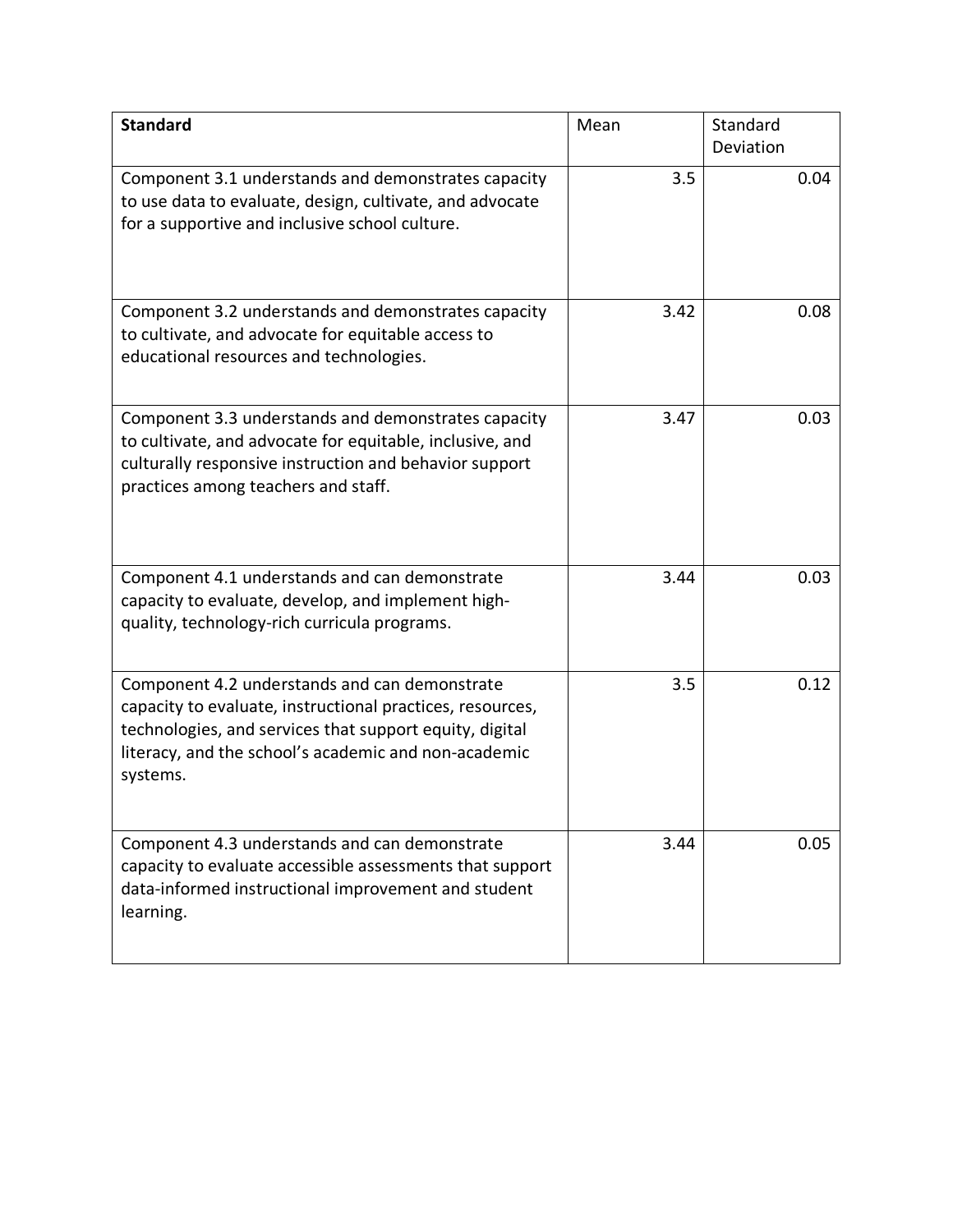| **Standard** | Mean | Standard Deviation |
|---|---|---|
| Component 3.1 understands and demonstrates capacity to use data to evaluate, design, cultivate, and advocate for a supportive and inclusive school culture. | 3.5 | 0.04 |
| Component 3.2 understands and demonstrates capacity to cultivate, and advocate for equitable access to educational resources and technologies. | 3.42 | 0.08 |
| Component 3.3 understands and demonstrates capacity to cultivate, and advocate for equitable, inclusive, and culturally responsive instruction and behavior support practices among teachers and staff. | 3.47 | 0.03 |
| Component 4.1 understands and can demonstrate capacity to evaluate, develop, and implement high-quality, technology-rich curricula programs. | 3.44 | 0.03 |
| Component 4.2 understands and can demonstrate capacity to evaluate, instructional practices, resources, technologies, and services that support equity, digital literacy, and the school's academic and non-academic systems. | 3.5 | 0.12 |
| Component 4.3 understands and can demonstrate capacity to evaluate accessible assessments that support data-informed instructional improvement and student learning. | 3.44 | 0.05 |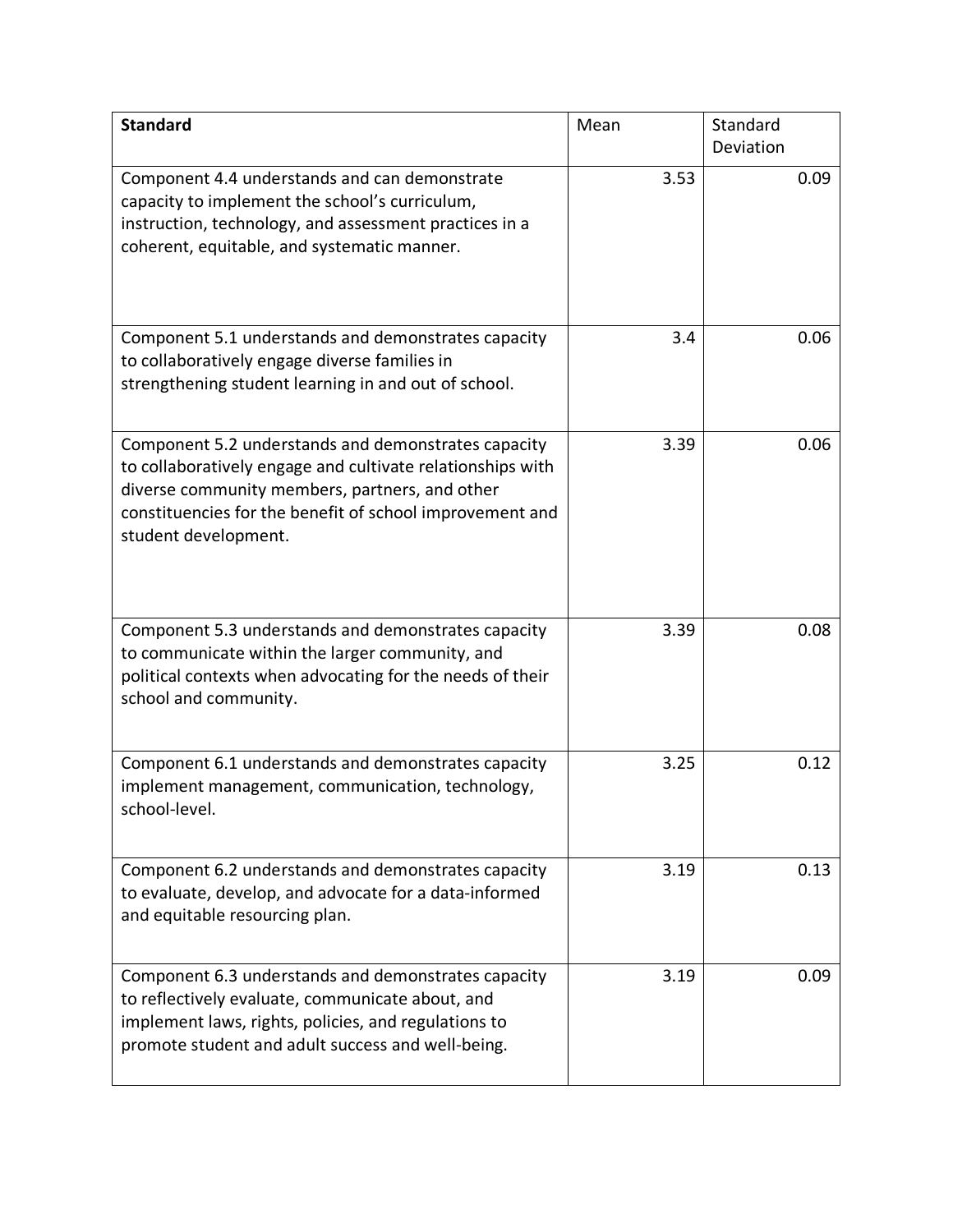| **Standard** | Mean | Standard Deviation |
|---|---|---|
| Component 4.4 understands and can demonstrate capacity to implement the school's curriculum, instruction, technology, and assessment practices in a coherent, equitable, and systematic manner. | 3.53 | 0.09 |
| Component 5.1 understands and demonstrates capacity to collaboratively engage diverse families in strengthening student learning in and out of school. | 3.4 | 0.06 |
| Component 5.2 understands and demonstrates capacity to collaboratively engage and cultivate relationships with diverse community members, partners, and other constituencies for the benefit of school improvement and student development. | 3.39 | 0.06 |
| Component 5.3 understands and demonstrates capacity to communicate within the larger community, and political contexts when advocating for the needs of their school and community. | 3.39 | 0.08 |
| Component 6.1 understands and demonstrates capacity implement management, communication, technology, school-level. | 3.25 | 0.12 |
| Component 6.2 understands and demonstrates capacity to evaluate, develop, and advocate for a data-informed and equitable resourcing plan. | 3.19 | 0.13 |
| Component 6.3 understands and demonstrates capacity to reflectively evaluate, communicate about, and implement laws, rights, policies, and regulations to promote student and adult success and well-being. | 3.19 | 0.09 |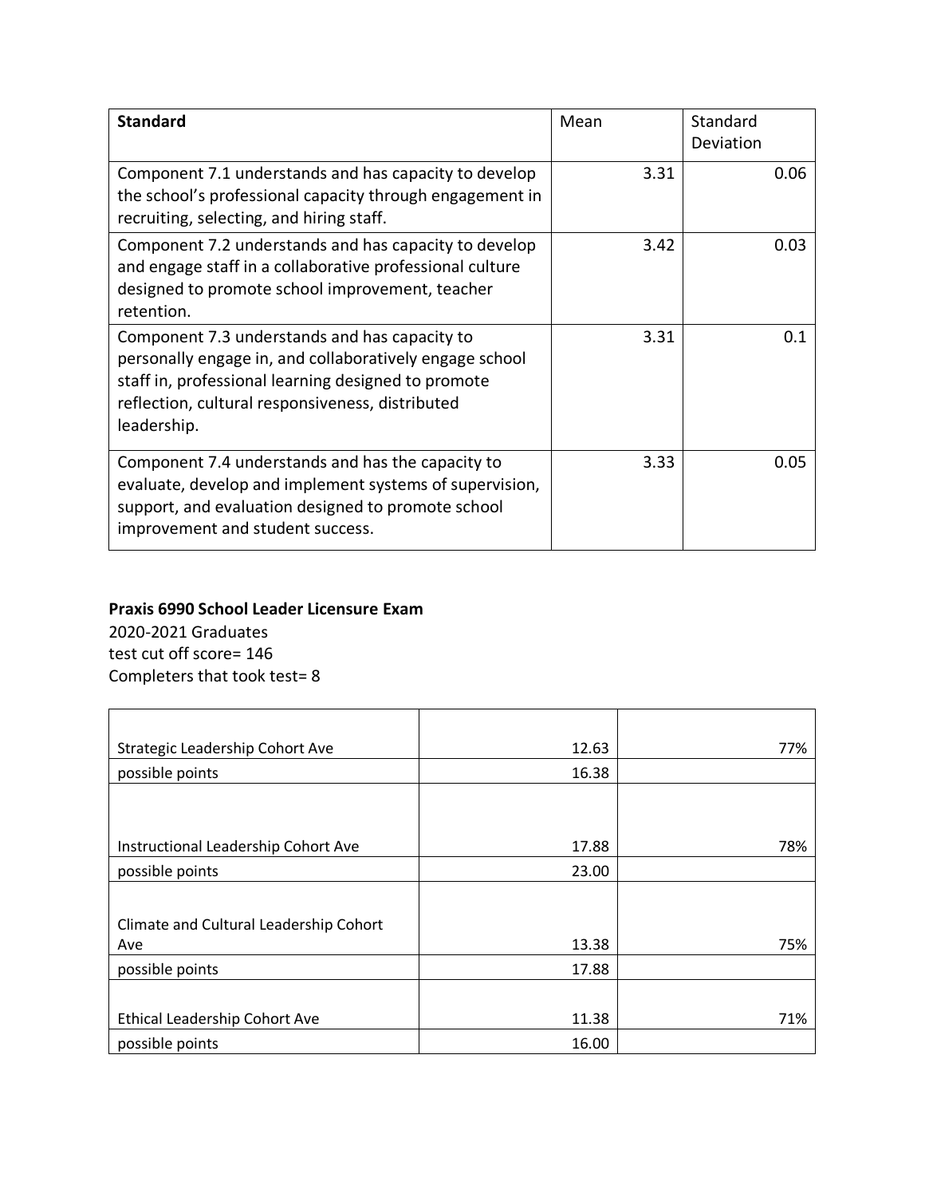| **Standard** | Mean | Standard Deviation |
|---|---|---|
| Component 7.1 understands and has capacity to develop the school's professional capacity through engagement in recruiting, selecting, and hiring staff. | 3.31 | 0.06 |
| Component 7.2 understands and has capacity to develop and engage staff in a collaborative professional culture designed to promote school improvement, teacher retention. | 3.42 | 0.03 |
| Component 7.3 understands and has capacity to personally engage in, and collaboratively engage school staff in, professional learning designed to promote reflection, cultural responsiveness, distributed leadership. | 3.31 | 0.1 |
| Component 7.4 understands and has the capacity to evaluate, develop and implement systems of supervision, support, and evaluation designed to promote school improvement and student success. | 3.33 | 0.05 |

**Praxis 6990 School Leader Licensure Exam**

2020-2021 Graduates
test cut off score= 146
Completers that took test= 8

| | | |
|---|---|---|
| Strategic Leadership Cohort Ave | 12.63 | 77% |
| possible points | 16.38 | |
| Instructional Leadership Cohort Ave | 17.88 | 78% |
| possible points | 23.00 | |
| Climate and Cultural Leadership Cohort Ave | 13.38 | 75% |
| possible points | 17.88 | |
| Ethical Leadership Cohort Ave | 11.38 | 71% |
| possible points | 16.00 | |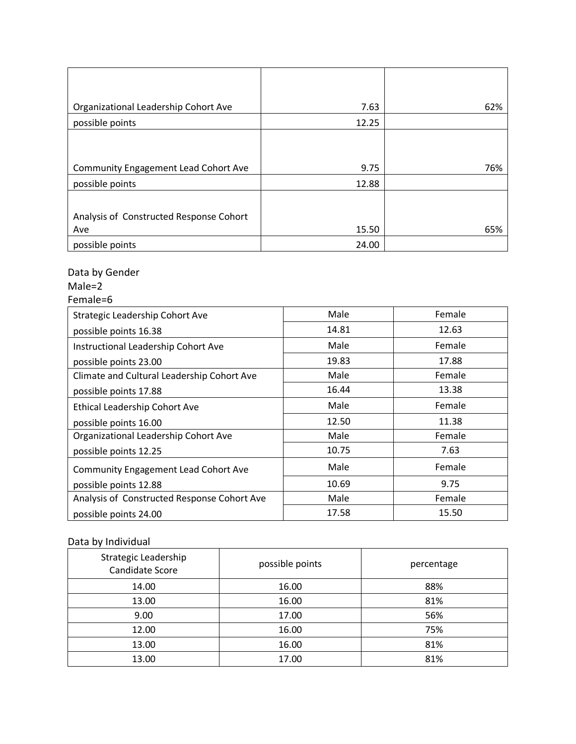| | | |
|---|---|---|
| Organizational Leadership Cohort Ave | 7.63 | 62% |
| possible points | 12.25 | |
| Community Engagement Lead Cohort Ave | 9.75 | 76% |
| possible points | 12.88 | |
| Analysis of Constructed Response Cohort Ave | 15.50 | 65% |
| possible points | 24.00 | |

Data by Gender

Male=2

Female=6

| | | |
|---|---|---|
| Strategic Leadership Cohort Ave | Male | Female |
| possible points 16.38 | 14.81 | 12.63 |
| Instructional Leadership Cohort Ave | Male | Female |
| possible points 23.00 | 19.83 | 17.88 |
| Climate and Cultural Leadership Cohort Ave | Male | Female |
| possible points 17.88 | 16.44 | 13.38 |
| Ethical Leadership Cohort Ave | Male | Female |
| possible points 16.00 | 12.50 | 11.38 |
| Organizational Leadership Cohort Ave | Male | Female |
| possible points 12.25 | 10.75 | 7.63 |
| Community Engagement Lead Cohort Ave | Male | Female |
| possible points 12.88 | 10.69 | 9.75 |
| Analysis of Constructed Response Cohort Ave | Male | Female |
| possible points 24.00 | 17.58 | 15.50 |

Data by Individual

| Strategic Leadership Candidate Score | possible points | percentage |
|---|---|---|
| 14.00 | 16.00 | 88% |
| 13.00 | 16.00 | 81% |
| 9.00 | 17.00 | 56% |
| 12.00 | 16.00 | 75% |
| 13.00 | 16.00 | 81% |
| 13.00 | 17.00 | 81% |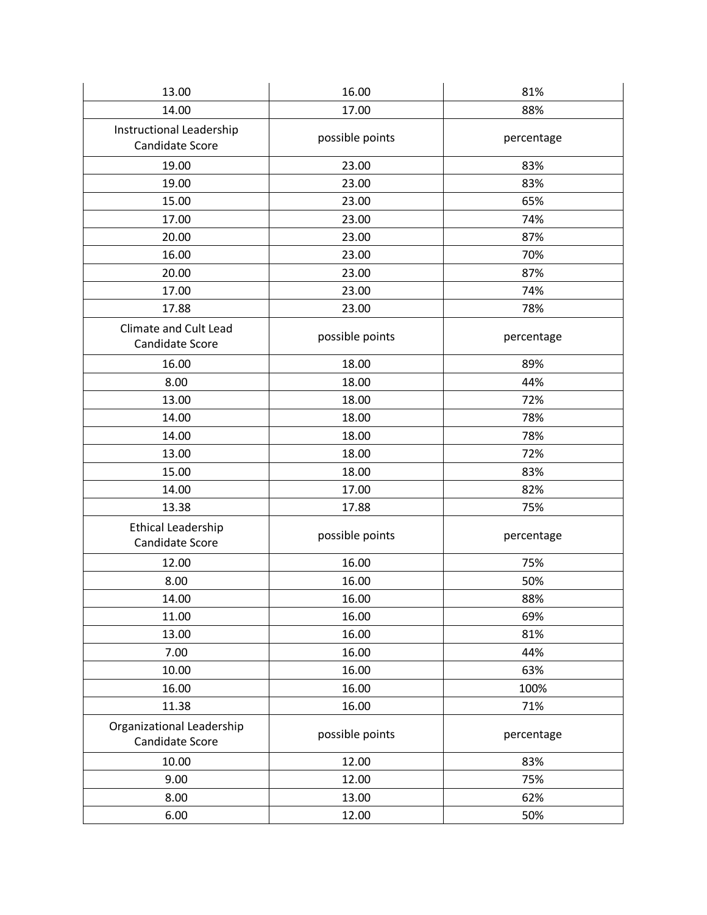| 13.00 | 16.00 | 81% |
|---|---|---|
| 14.00 | 17.00 | 88% |
| Instructional Leadership Candidate Score | possible points | percentage |
| 19.00 | 23.00 | 83% |
| 19.00 | 23.00 | 83% |
| 15.00 | 23.00 | 65% |
| 17.00 | 23.00 | 74% |
| 20.00 | 23.00 | 87% |
| 16.00 | 23.00 | 70% |
| 20.00 | 23.00 | 87% |
| 17.00 | 23.00 | 74% |
| 17.88 | 23.00 | 78% |
| Climate and Cult Lead Candidate Score | possible points | percentage |
| 16.00 | 18.00 | 89% |
| 8.00 | 18.00 | 44% |
| 13.00 | 18.00 | 72% |
| 14.00 | 18.00 | 78% |
| 14.00 | 18.00 | 78% |
| 13.00 | 18.00 | 72% |
| 15.00 | 18.00 | 83% |
| 14.00 | 17.00 | 82% |
| 13.38 | 17.88 | 75% |
| Ethical Leadership Candidate Score | possible points | percentage |
| 12.00 | 16.00 | 75% |
| 8.00 | 16.00 | 50% |
| 14.00 | 16.00 | 88% |
| 11.00 | 16.00 | 69% |
| 13.00 | 16.00 | 81% |
| 7.00 | 16.00 | 44% |
| 10.00 | 16.00 | 63% |
| 16.00 | 16.00 | 100% |
| 11.38 | 16.00 | 71% |
| Organizational Leadership Candidate Score | possible points | percentage |
| 10.00 | 12.00 | 83% |
| 9.00 | 12.00 | 75% |
| 8.00 | 13.00 | 62% |
| 6.00 | 12.00 | 50% |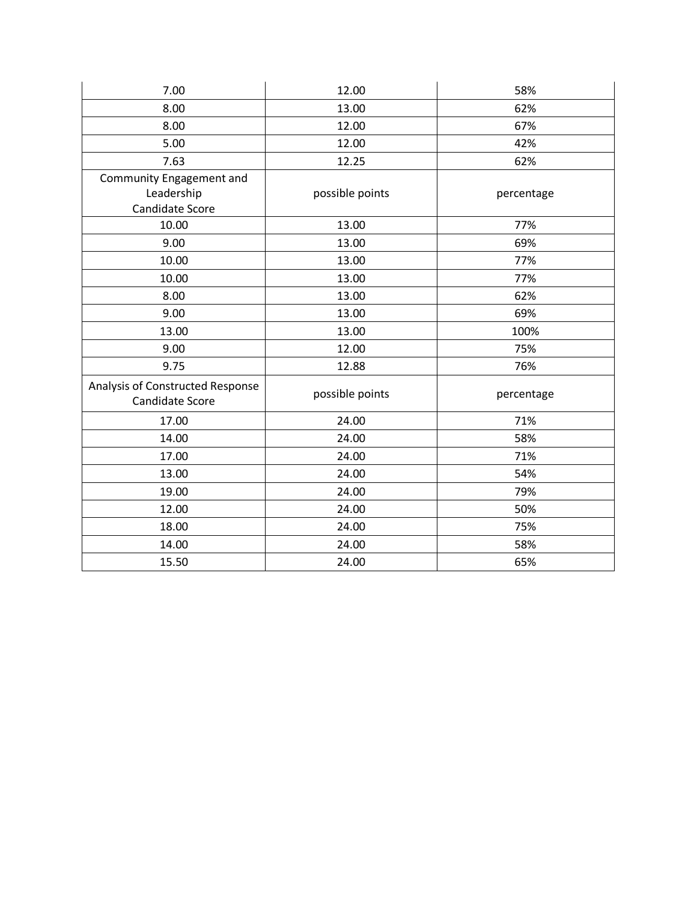| 7.00 | 12.00 | 58% |
| --- | --- | --- |
| 8.00 | 13.00 | 62% |
| 8.00 | 12.00 | 67% |
| 5.00 | 12.00 | 42% |
| 7.63 | 12.25 | 62% |
| Community Engagement and Leadership Candidate Score | possible points | percentage |
| 10.00 | 13.00 | 77% |
| 9.00 | 13.00 | 69% |
| 10.00 | 13.00 | 77% |
| 10.00 | 13.00 | 77% |
| 8.00 | 13.00 | 62% |
| 9.00 | 13.00 | 69% |
| 13.00 | 13.00 | 100% |
| 9.00 | 12.00 | 75% |
| 9.75 | 12.88 | 76% |
| Analysis of Constructed Response Candidate Score | possible points | percentage |
| 17.00 | 24.00 | 71% |
| 14.00 | 24.00 | 58% |
| 17.00 | 24.00 | 71% |
| 13.00 | 24.00 | 54% |
| 19.00 | 24.00 | 79% |
| 12.00 | 24.00 | 50% |
| 18.00 | 24.00 | 75% |
| 14.00 | 24.00 | 58% |
| 15.50 | 24.00 | 65% |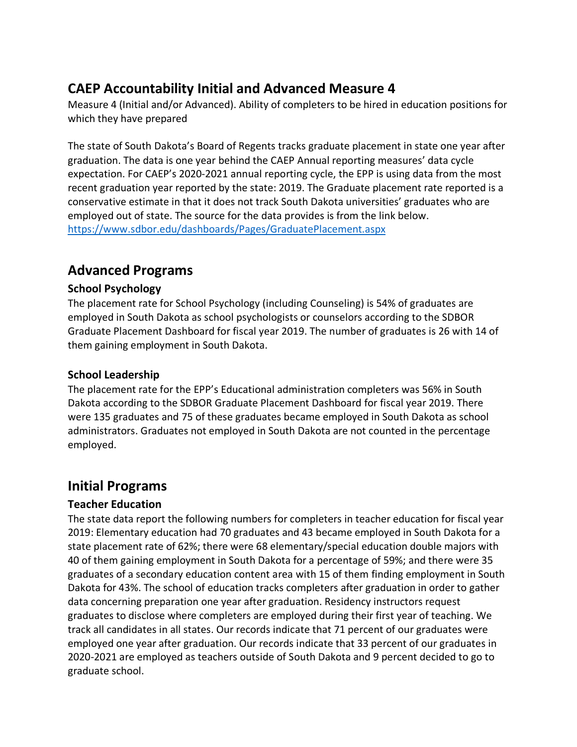## CAEP Accountability Initial and Advanced Measure 4

Measure 4 (Initial and/or Advanced). Ability of completers to be hired in education positions for which they have prepared

The state of South Dakota's Board of Regents tracks graduate placement in state one year after graduation. The data is one year behind the CAEP Annual reporting measures' data cycle expectation. For CAEP's 2020-2021 annual reporting cycle, the EPP is using data from the most recent graduation year reported by the state: 2019. The Graduate placement rate reported is a conservative estimate in that it does not track South Dakota universities' graduates who are employed out of state. The source for the data provides is from the link below. https://www.sdbor.edu/dashboards/Pages/GraduatePlacement.aspx

## Advanced Programs

### School Psychology

The placement rate for School Psychology (including Counseling) is 54% of graduates are employed in South Dakota as school psychologists or counselors according to the SDBOR Graduate Placement Dashboard for fiscal year 2019. The number of graduates is 26 with 14 of them gaining employment in South Dakota.

### School Leadership

The placement rate for the EPP's Educational administration completers was 56% in South Dakota according to the SDBOR Graduate Placement Dashboard for fiscal year 2019. There were 135 graduates and 75 of these graduates became employed in South Dakota as school administrators. Graduates not employed in South Dakota are not counted in the percentage employed.

## Initial Programs

### Teacher Education

The state data report the following numbers for completers in teacher education for fiscal year 2019: Elementary education had 70 graduates and 43 became employed in South Dakota for a state placement rate of 62%; there were 68 elementary/special education double majors with 40 of them gaining employment in South Dakota for a percentage of 59%; and there were 35 graduates of a secondary education content area with 15 of them finding employment in South Dakota for 43%. The school of education tracks completers after graduation in order to gather data concerning preparation one year after graduation. Residency instructors request graduates to disclose where completers are employed during their first year of teaching. We track all candidates in all states. Our records indicate that 71 percent of our graduates were employed one year after graduation. Our records indicate that 33 percent of our graduates in 2020-2021 are employed as teachers outside of South Dakota and 9 percent decided to go to graduate school.